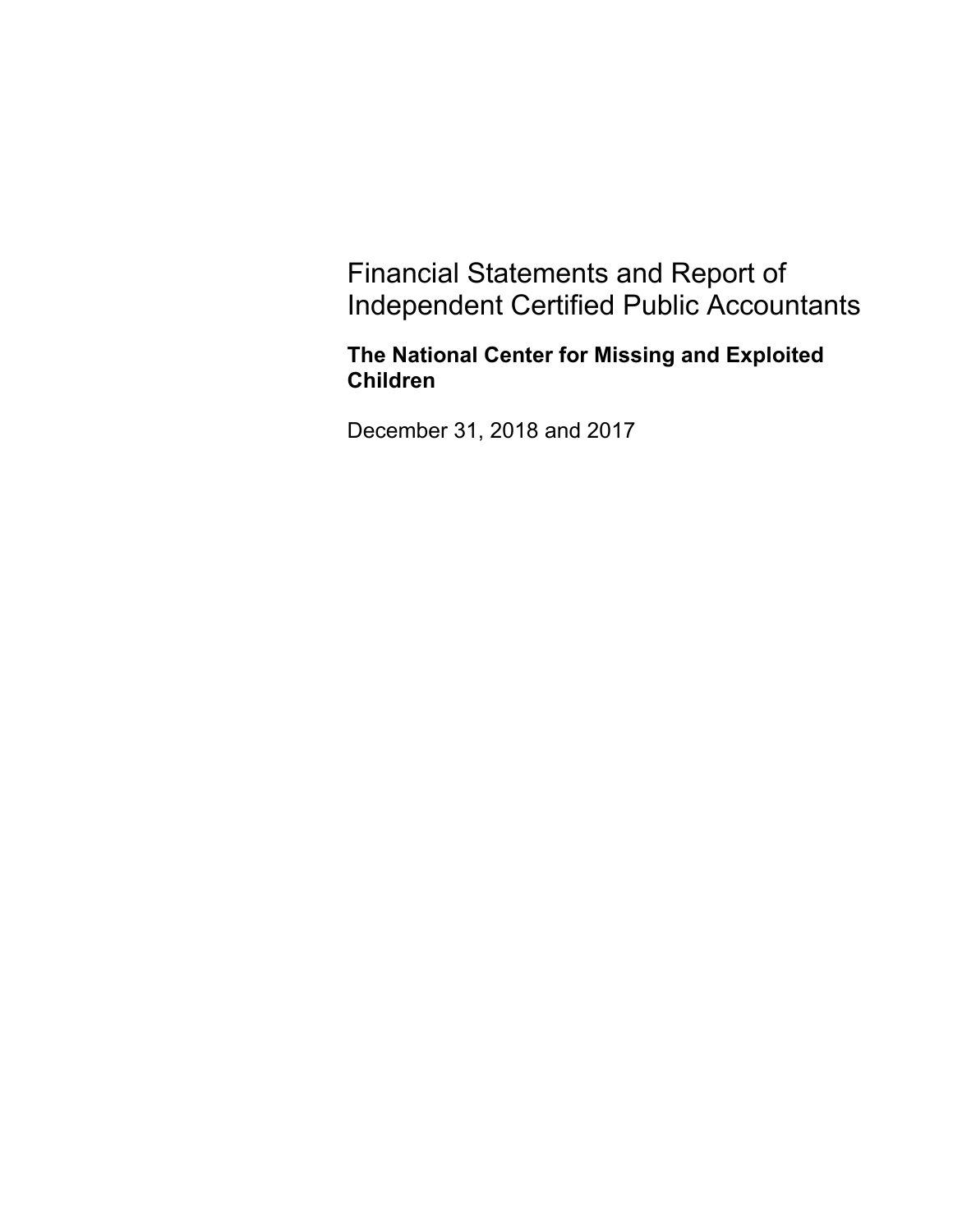# Financial Statements and Report of Independent Certified Public Accountants

**The National Center for Missing and Exploited Children**

December 31, 2018 and 2017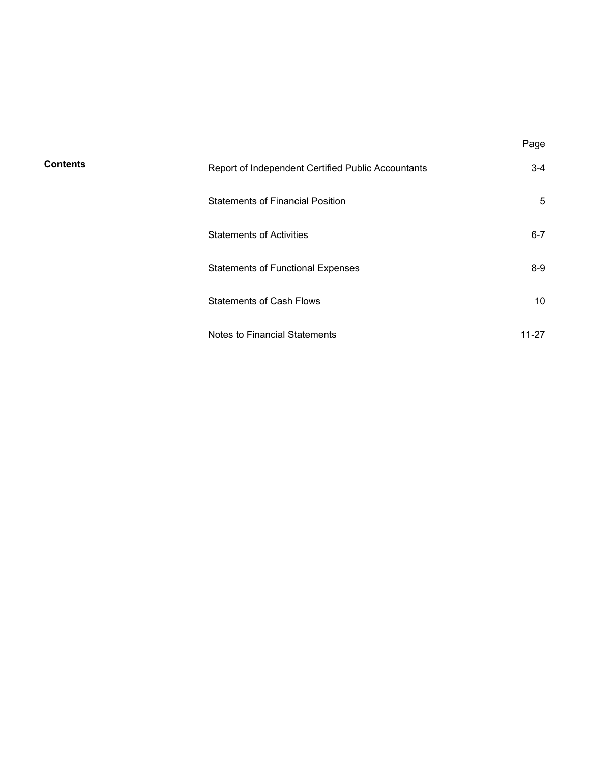## Contents

| | Page |
|---|---|
| Report of Independent Certified Public Accountants | 3-4 |
| Statements of Financial Position | 5 |
| Statements of Activities | 6-7 |
| Statements of Functional Expenses | 8-9 |
| Statements of Cash Flows | 10 |
| Notes to Financial Statements | 11-27 |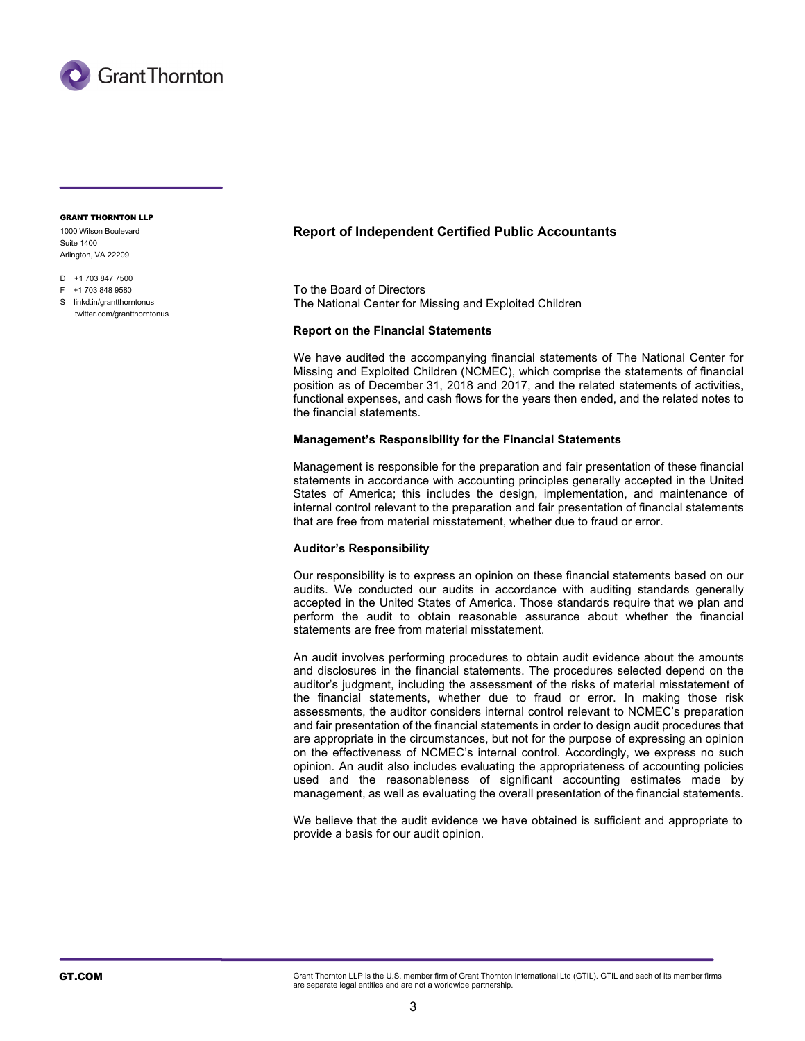Grant Thornton

**GRANT THORNTON LLP**

1000 Wilson Boulevard
Suite 1400
Arlington, VA 22209

D +1 703 847 7500
F +1 703 848 9580
S linkd.in/grantthorntonus
twitter.com/grantthorntonus

## Report of Independent Certified Public Accountants

To the Board of Directors
The National Center for Missing and Exploited Children

### Report on the Financial Statements

We have audited the accompanying financial statements of The National Center for Missing and Exploited Children (NCMEC), which comprise the statements of financial position as of December 31, 2018 and 2017, and the related statements of activities, functional expenses, and cash flows for the years then ended, and the related notes to the financial statements.

### Management's Responsibility for the Financial Statements

Management is responsible for the preparation and fair presentation of these financial statements in accordance with accounting principles generally accepted in the United States of America; this includes the design, implementation, and maintenance of internal control relevant to the preparation and fair presentation of financial statements that are free from material misstatement, whether due to fraud or error.

### Auditor's Responsibility

Our responsibility is to express an opinion on these financial statements based on our audits. We conducted our audits in accordance with auditing standards generally accepted in the United States of America. Those standards require that we plan and perform the audit to obtain reasonable assurance about whether the financial statements are free from material misstatement.

An audit involves performing procedures to obtain audit evidence about the amounts and disclosures in the financial statements. The procedures selected depend on the auditor's judgment, including the assessment of the risks of material misstatement of the financial statements, whether due to fraud or error. In making those risk assessments, the auditor considers internal control relevant to NCMEC's preparation and fair presentation of the financial statements in order to design audit procedures that are appropriate in the circumstances, but not for the purpose of expressing an opinion on the effectiveness of NCMEC's internal control. Accordingly, we express no such opinion. An audit also includes evaluating the appropriateness of accounting policies used and the reasonableness of significant accounting estimates made by management, as well as evaluating the overall presentation of the financial statements.

We believe that the audit evidence we have obtained is sufficient and appropriate to provide a basis for our audit opinion.

GT.COM

Grant Thornton LLP is the U.S. member firm of Grant Thornton International Ltd (GTIL). GTIL and each of its member firms are separate legal entities and are not a worldwide partnership.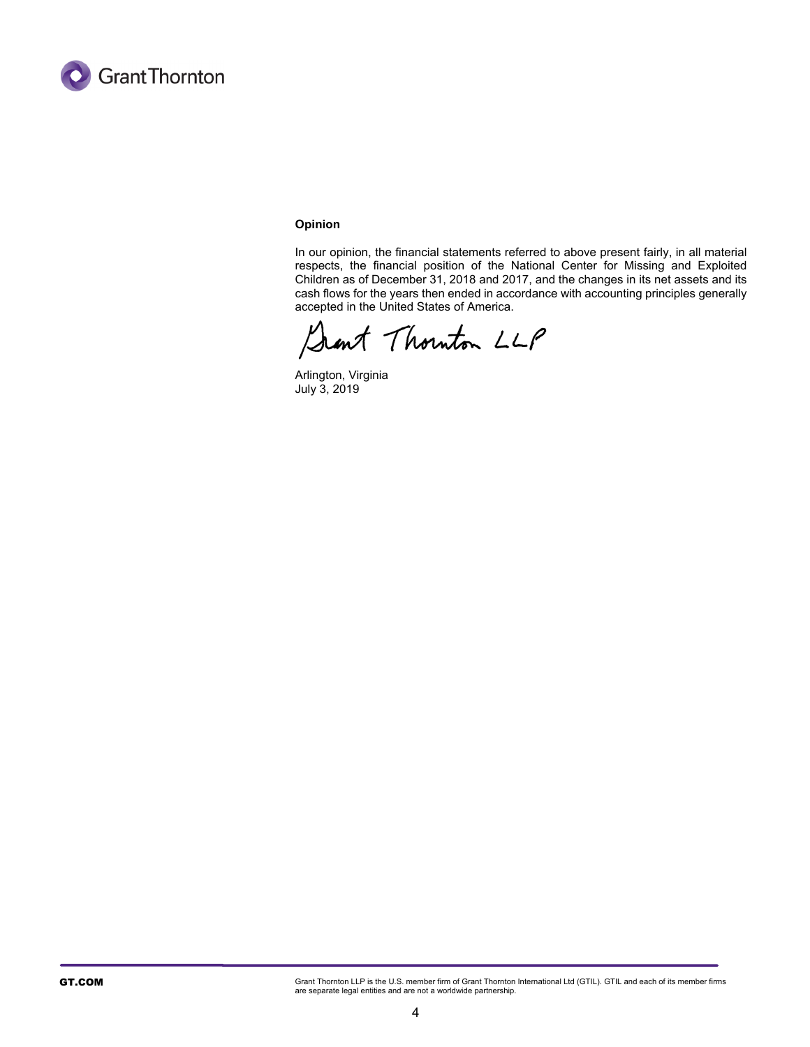**Opinion**

In our opinion, the financial statements referred to above present fairly, in all material respects, the financial position of the National Center for Missing and Exploited Children as of December 31, 2018 and 2017, and the changes in its net assets and its cash flows for the years then ended in accordance with accounting principles generally accepted in the United States of America.

Grant Thornton LLP

Arlington, Virginia
July 3, 2019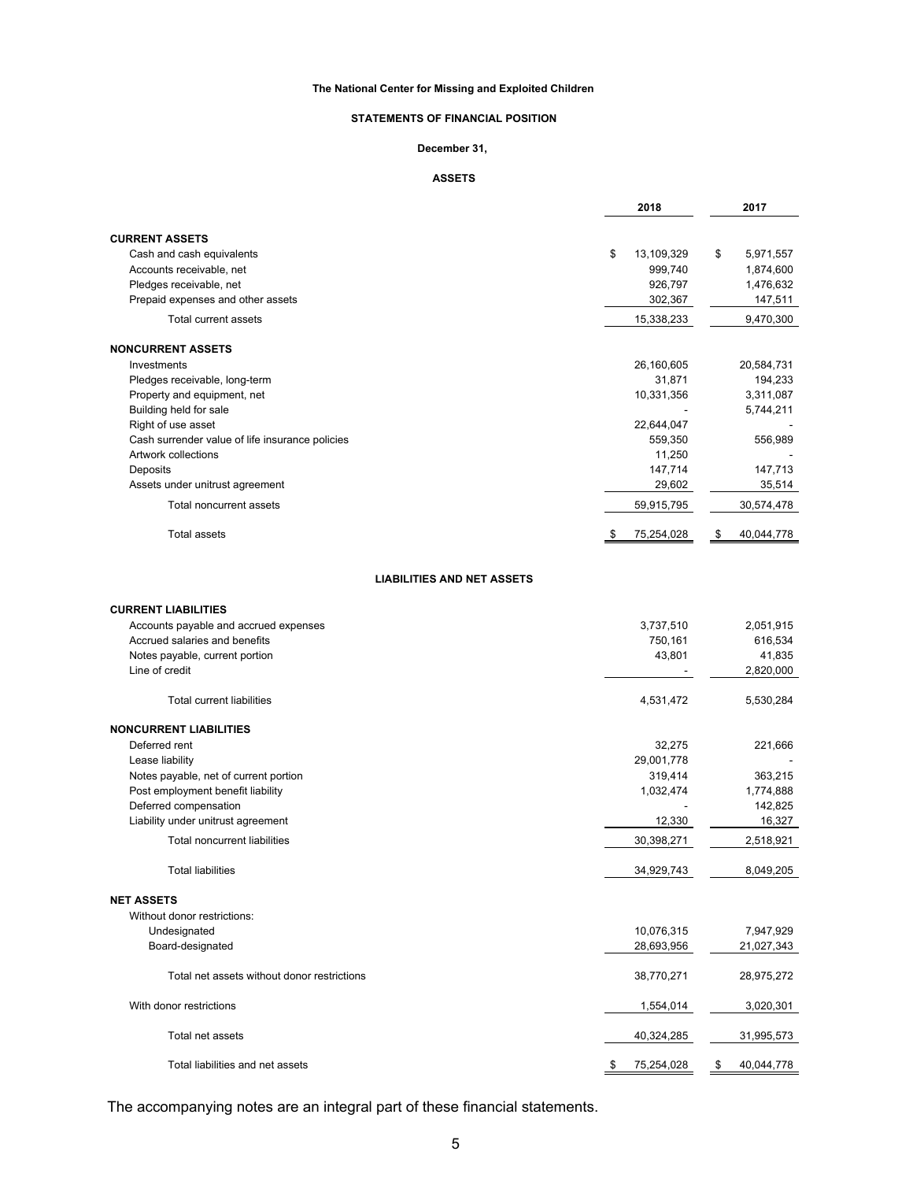**The National Center for Missing and Exploited Children**

**STATEMENTS OF FINANCIAL POSITION**

**December 31,**

**ASSETS**

| | 2018 | 2017 |
|---|---|---|
| **CURRENT ASSETS** | | |
| Cash and cash equivalents | $ 13,109,329 | $ 5,971,557 |
| Accounts receivable, net | 999,740 | 1,874,600 |
| Pledges receivable, net | 926,797 | 1,476,632 |
| Prepaid expenses and other assets | 302,367 | 147,511 |
| Total current assets | 15,338,233 | 9,470,300 |
| **NONCURRENT ASSETS** | | |
| Investments | 26,160,605 | 20,584,731 |
| Pledges receivable, long-term | 31,871 | 194,233 |
| Property and equipment, net | 10,331,356 | 3,311,087 |
| Building held for sale | - | 5,744,211 |
| Right of use asset | 22,644,047 | - |
| Cash surrender value of life insurance policies | 559,350 | 556,989 |
| Artwork collections | 11,250 | - |
| Deposits | 147,714 | 147,713 |
| Assets under unitrust agreement | 29,602 | 35,514 |
| Total noncurrent assets | 59,915,795 | 30,574,478 |
| Total assets | $ 75,254,028 | $ 40,044,778 |

**LIABILITIES AND NET ASSETS**

| | 2018 | 2017 |
|---|---|---|
| **CURRENT LIABILITIES** | | |
| Accounts payable and accrued expenses | 3,737,510 | 2,051,915 |
| Accrued salaries and benefits | 750,161 | 616,534 |
| Notes payable, current portion | 43,801 | 41,835 |
| Line of credit | - | 2,820,000 |
| Total current liabilities | 4,531,472 | 5,530,284 |
| **NONCURRENT LIABILITIES** | | |
| Deferred rent | 32,275 | 221,666 |
| Lease liability | 29,001,778 | - |
| Notes payable, net of current portion | 319,414 | 363,215 |
| Post employment benefit liability | 1,032,474 | 1,774,888 |
| Deferred compensation | - | 142,825 |
| Liability under unitrust agreement | 12,330 | 16,327 |
| Total noncurrent liabilities | 30,398,271 | 2,518,921 |
| Total liabilities | 34,929,743 | 8,049,205 |
| **NET ASSETS** | | |
| Without donor restrictions: | | |
| Undesignated | 10,076,315 | 7,947,929 |
| Board-designated | 28,693,956 | 21,027,343 |
| Total net assets without donor restrictions | 38,770,271 | 28,975,272 |
| With donor restrictions | 1,554,014 | 3,020,301 |
| Total net assets | 40,324,285 | 31,995,573 |
| Total liabilities and net assets | $ 75,254,028 | $ 40,044,778 |

The accompanying notes are an integral part of these financial statements.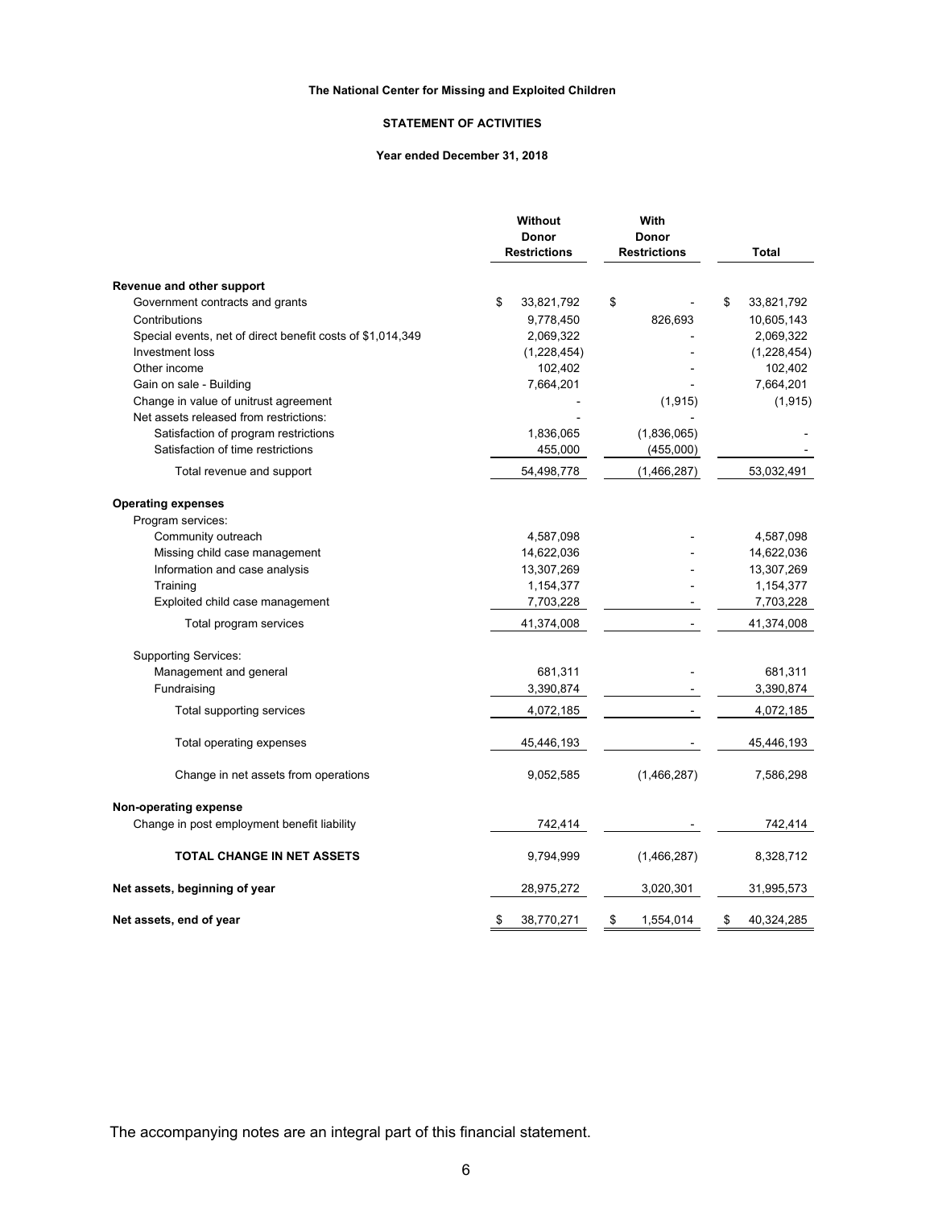**The National Center for Missing and Exploited Children**

**STATEMENT OF ACTIVITIES**

**Year ended December 31, 2018**

| | Without Donor Restrictions | With Donor Restrictions | Total |
|---|---|---|---|
| **Revenue and other support** | | | |
| Government contracts and grants | $ 33,821,792 | $ - | $ 33,821,792 |
| Contributions | 9,778,450 | 826,693 | 10,605,143 |
| Special events, net of direct benefit costs of $1,014,349 | 2,069,322 | - | 2,069,322 |
| Investment loss | (1,228,454) | - | (1,228,454) |
| Other income | 102,402 | - | 102,402 |
| Gain on sale - Building | 7,664,201 | - | 7,664,201 |
| Change in value of unitrust agreement | - | (1,915) | (1,915) |
| Net assets released from restrictions: | - | - | |
| Satisfaction of program restrictions | 1,836,065 | (1,836,065) | - |
| Satisfaction of time restrictions | 455,000 | (455,000) | - |
| Total revenue and support | 54,498,778 | (1,466,287) | 53,032,491 |
| **Operating expenses** | | | |
| Program services: | | | |
| Community outreach | 4,587,098 | - | 4,587,098 |
| Missing child case management | 14,622,036 | - | 14,622,036 |
| Information and case analysis | 13,307,269 | - | 13,307,269 |
| Training | 1,154,377 | - | 1,154,377 |
| Exploited child case management | 7,703,228 | - | 7,703,228 |
| Total program services | 41,374,008 | - | 41,374,008 |
| Supporting Services: | | | |
| Management and general | 681,311 | - | 681,311 |
| Fundraising | 3,390,874 | - | 3,390,874 |
| Total supporting services | 4,072,185 | - | 4,072,185 |
| Total operating expenses | 45,446,193 | - | 45,446,193 |
| Change in net assets from operations | 9,052,585 | (1,466,287) | 7,586,298 |
| **Non-operating expense** | | | |
| Change in post employment benefit liability | 742,414 | - | 742,414 |
| **TOTAL CHANGE IN NET ASSETS** | 9,794,999 | (1,466,287) | 8,328,712 |
| **Net assets, beginning of year** | 28,975,272 | 3,020,301 | 31,995,573 |
| **Net assets, end of year** | $ 38,770,271 | $ 1,554,014 | $ 40,324,285 |

The accompanying notes are an integral part of this financial statement.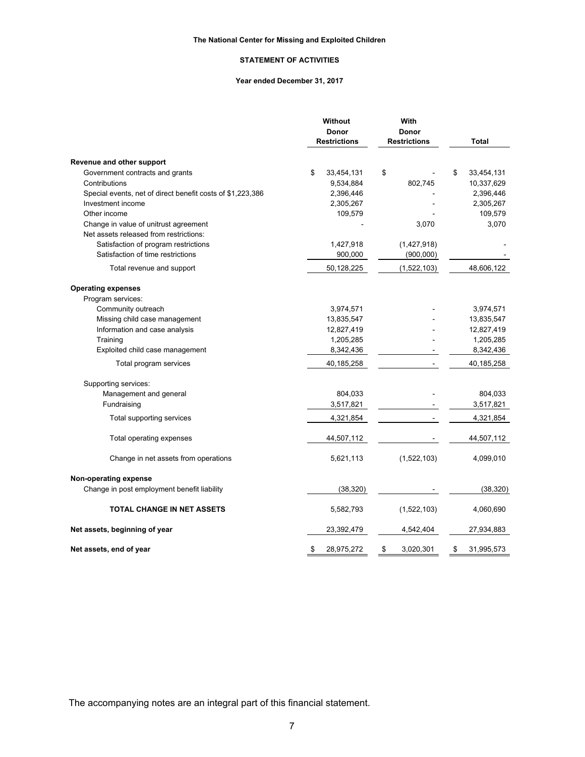**The National Center for Missing and Exploited Children**

**STATEMENT OF ACTIVITIES**

**Year ended December 31, 2017**

| | Without Donor Restrictions | With Donor Restrictions | Total |
|---|---|---|---|
| **Revenue and other support** | | | |
| Government contracts and grants | $ 33,454,131 | $ - | $ 33,454,131 |
| Contributions | 9,534,884 | 802,745 | 10,337,629 |
| Special events, net of direct benefit costs of $1,223,386 | 2,396,446 | - | 2,396,446 |
| Investment income | 2,305,267 | - | 2,305,267 |
| Other income | 109,579 | - | 109,579 |
| Change in value of unitrust agreement | - | 3,070 | 3,070 |
| Net assets released from restrictions: | | | |
| Satisfaction of program restrictions | 1,427,918 | (1,427,918) | - |
| Satisfaction of time restrictions | 900,000 | (900,000) | - |
| Total revenue and support | 50,128,225 | (1,522,103) | 48,606,122 |
| **Operating expenses** | | | |
| Program services: | | | |
| Community outreach | 3,974,571 | - | 3,974,571 |
| Missing child case management | 13,835,547 | - | 13,835,547 |
| Information and case analysis | 12,827,419 | - | 12,827,419 |
| Training | 1,205,285 | - | 1,205,285 |
| Exploited child case management | 8,342,436 | - | 8,342,436 |
| Total program services | 40,185,258 | - | 40,185,258 |
| Supporting services: | | | |
| Management and general | 804,033 | - | 804,033 |
| Fundraising | 3,517,821 | - | 3,517,821 |
| Total supporting services | 4,321,854 | - | 4,321,854 |
| Total operating expenses | 44,507,112 | - | 44,507,112 |
| Change in net assets from operations | 5,621,113 | (1,522,103) | 4,099,010 |
| **Non-operating expense** | | | |
| Change in post employment benefit liability | (38,320) | - | (38,320) |
| **TOTAL CHANGE IN NET ASSETS** | 5,582,793 | (1,522,103) | 4,060,690 |
| **Net assets, beginning of year** | 23,392,479 | 4,542,404 | 27,934,883 |
| **Net assets, end of year** | $ 28,975,272 | $ 3,020,301 | $ 31,995,573 |

The accompanying notes are an integral part of this financial statement.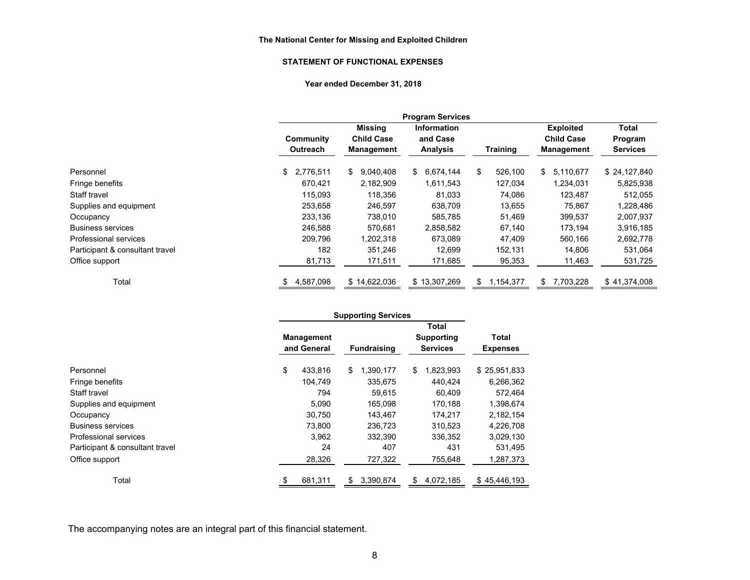**The National Center for Missing and Exploited Children**

**STATEMENT OF FUNCTIONAL EXPENSES**

**Year ended December 31, 2018**

| | Program Services | | | | | |
|---|---|---|---|---|---|---|
| | Community Outreach | Missing Child Case Management | Information and Case Analysis | Training | Exploited Child Case Management | Total Program Services |
| Personnel | $ 2,776,511 | $ 9,040,408 | $ 6,674,144 | $ 526,100 | $ 5,110,677 | $ 24,127,840 |
| Fringe benefits | 670,421 | 2,182,909 | 1,611,543 | 127,034 | 1,234,031 | 5,825,938 |
| Staff travel | 115,093 | 118,356 | 81,033 | 74,086 | 123,487 | 512,055 |
| Supplies and equipment | 253,658 | 246,597 | 638,709 | 13,655 | 75,867 | 1,228,486 |
| Occupancy | 233,136 | 738,010 | 585,785 | 51,469 | 399,537 | 2,007,937 |
| Business services | 246,588 | 570,681 | 2,858,582 | 67,140 | 173,194 | 3,916,185 |
| Professional services | 209,796 | 1,202,318 | 673,089 | 47,409 | 560,166 | 2,692,778 |
| Participant & consultant travel | 182 | 351,246 | 12,699 | 152,131 | 14,806 | 531,064 |
| Office support | 81,713 | 171,511 | 171,685 | 95,353 | 11,463 | 531,725 |
| Total | $ 4,587,098 | $ 14,622,036 | $ 13,307,269 | $ 1,154,377 | $ 7,703,228 | $ 41,374,008 |

| | Supporting Services | | | |
|---|---|---|---|---|
| | Management and General | Fundraising | Total Supporting Services | Total Expenses |
| Personnel | $ 433,816 | $ 1,390,177 | $ 1,823,993 | $ 25,951,833 |
| Fringe benefits | 104,749 | 335,675 | 440,424 | 6,266,362 |
| Staff travel | 794 | 59,615 | 60,409 | 572,464 |
| Supplies and equipment | 5,090 | 165,098 | 170,188 | 1,398,674 |
| Occupancy | 30,750 | 143,467 | 174,217 | 2,182,154 |
| Business services | 73,800 | 236,723 | 310,523 | 4,226,708 |
| Professional services | 3,962 | 332,390 | 336,352 | 3,029,130 |
| Participant & consultant travel | 24 | 407 | 431 | 531,495 |
| Office support | 28,326 | 727,322 | 755,648 | 1,287,373 |
| Total | $ 681,311 | $ 3,390,874 | $ 4,072,185 | $ 45,446,193 |

The accompanying notes are an integral part of this financial statement.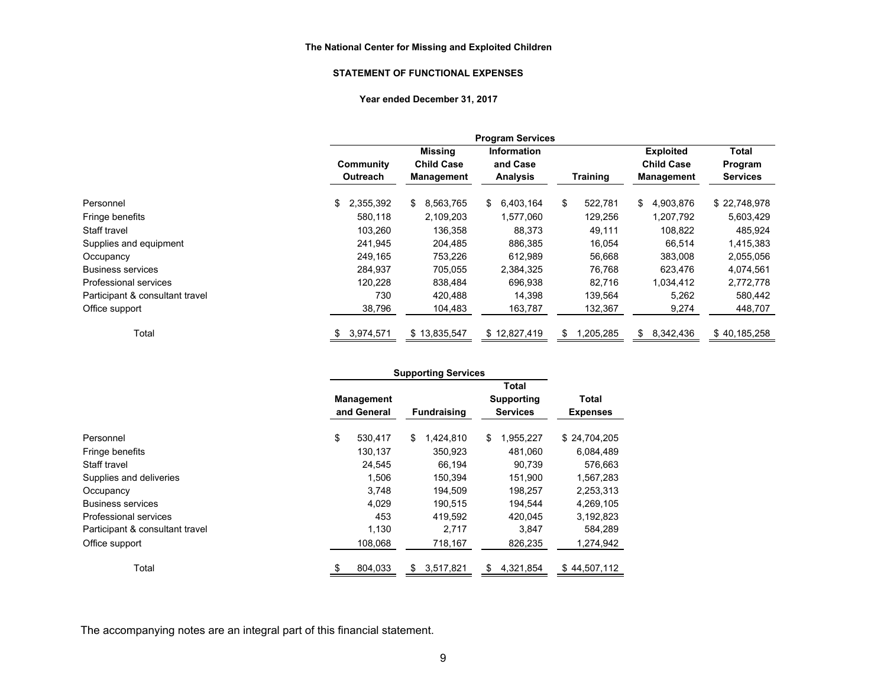**The National Center for Missing and Exploited Children**

**STATEMENT OF FUNCTIONAL EXPENSES**

**Year ended December 31, 2017**

| | Program Services | | | | | |
|---|---|---|---|---|---|---|
| | Community Outreach | Missing Child Case Management | Information and Case Analysis | Training | Exploited Child Case Management | Total Program Services |
| Personnel | $ 2,355,392 | $ 8,563,765 | $ 6,403,164 | $ 522,781 | $ 4,903,876 | $ 22,748,978 |
| Fringe benefits | 580,118 | 2,109,203 | 1,577,060 | 129,256 | 1,207,792 | 5,603,429 |
| Staff travel | 103,260 | 136,358 | 88,373 | 49,111 | 108,822 | 485,924 |
| Supplies and equipment | 241,945 | 204,485 | 886,385 | 16,054 | 66,514 | 1,415,383 |
| Occupancy | 249,165 | 753,226 | 612,989 | 56,668 | 383,008 | 2,055,056 |
| Business services | 284,937 | 705,055 | 2,384,325 | 76,768 | 623,476 | 4,074,561 |
| Professional services | 120,228 | 838,484 | 696,938 | 82,716 | 1,034,412 | 2,772,778 |
| Participant & consultant travel | 730 | 420,488 | 14,398 | 139,564 | 5,262 | 580,442 |
| Office support | 38,796 | 104,483 | 163,787 | 132,367 | 9,274 | 448,707 |
| Total | $ 3,974,571 | $ 13,835,547 | $ 12,827,419 | $ 1,205,285 | $ 8,342,436 | $ 40,185,258 |

| | Supporting Services | | | |
|---|---|---|---|---|
| | Management and General | Fundraising | Total Supporting Services | Total Expenses |
| Personnel | $ 530,417 | $ 1,424,810 | $ 1,955,227 | $ 24,704,205 |
| Fringe benefits | 130,137 | 350,923 | 481,060 | 6,084,489 |
| Staff travel | 24,545 | 66,194 | 90,739 | 576,663 |
| Supplies and deliveries | 1,506 | 150,394 | 151,900 | 1,567,283 |
| Occupancy | 3,748 | 194,509 | 198,257 | 2,253,313 |
| Business services | 4,029 | 190,515 | 194,544 | 4,269,105 |
| Professional services | 453 | 419,592 | 420,045 | 3,192,823 |
| Participant & consultant travel | 1,130 | 2,717 | 3,847 | 584,289 |
| Office support | 108,068 | 718,167 | 826,235 | 1,274,942 |
| Total | $ 804,033 | $ 3,517,821 | $ 4,321,854 | $ 44,507,112 |

The accompanying notes are an integral part of this financial statement.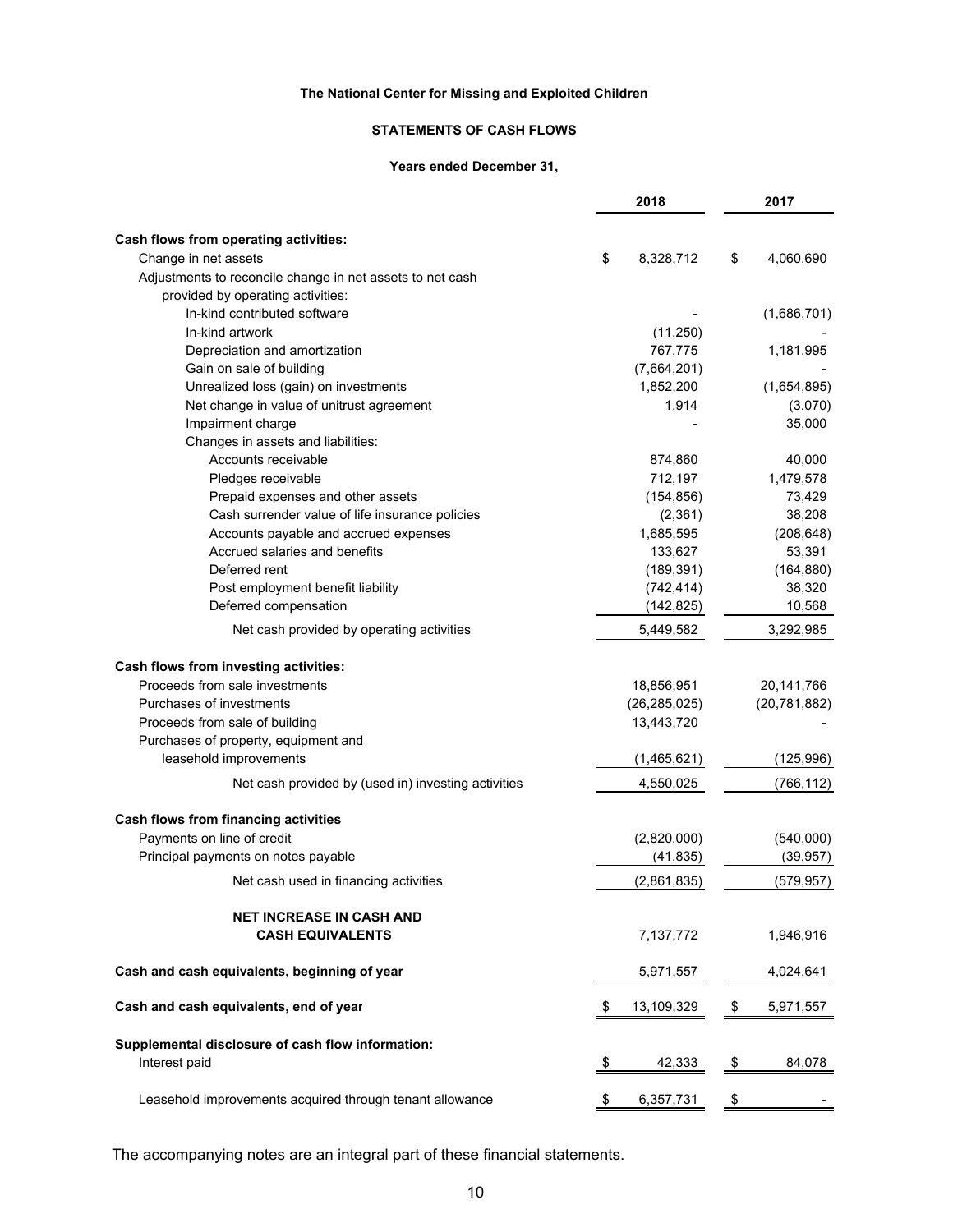**The National Center for Missing and Exploited Children**

**STATEMENTS OF CASH FLOWS**

**Years ended December 31,**

| | 2018 | 2017 |
|---|---|---|
| **Cash flows from operating activities:** | | |
| Change in net assets | $ 8,328,712 | $ 4,060,690 |
| Adjustments to reconcile change in net assets to net cash provided by operating activities: | | |
| In-kind contributed software | - | (1,686,701) |
| In-kind artwork | (11,250) | - |
| Depreciation and amortization | 767,775 | 1,181,995 |
| Gain on sale of building | (7,664,201) | - |
| Unrealized loss (gain) on investments | 1,852,200 | (1,654,895) |
| Net change in value of unitrust agreement | 1,914 | (3,070) |
| Impairment charge | - | 35,000 |
| Changes in assets and liabilities: | | |
| Accounts receivable | 874,860 | 40,000 |
| Pledges receivable | 712,197 | 1,479,578 |
| Prepaid expenses and other assets | (154,856) | 73,429 |
| Cash surrender value of life insurance policies | (2,361) | 38,208 |
| Accounts payable and accrued expenses | 1,685,595 | (208,648) |
| Accrued salaries and benefits | 133,627 | 53,391 |
| Deferred rent | (189,391) | (164,880) |
| Post employment benefit liability | (742,414) | 38,320 |
| Deferred compensation | (142,825) | 10,568 |
| Net cash provided by operating activities | 5,449,582 | 3,292,985 |
| **Cash flows from investing activities:** | | |
| Proceeds from sale investments | 18,856,951 | 20,141,766 |
| Purchases of investments | (26,285,025) | (20,781,882) |
| Proceeds from sale of building | 13,443,720 | - |
| Purchases of property, equipment and leasehold improvements | (1,465,621) | (125,996) |
| Net cash provided by (used in) investing activities | 4,550,025 | (766,112) |
| **Cash flows from financing activities** | | |
| Payments on line of credit | (2,820,000) | (540,000) |
| Principal payments on notes payable | (41,835) | (39,957) |
| Net cash used in financing activities | (2,861,835) | (579,957) |
| **NET INCREASE IN CASH AND CASH EQUIVALENTS** | 7,137,772 | 1,946,916 |
| **Cash and cash equivalents, beginning of year** | 5,971,557 | 4,024,641 |
| **Cash and cash equivalents, end of year** | $ 13,109,329 | $ 5,971,557 |
| **Supplemental disclosure of cash flow information:** | | |
| Interest paid | $ 42,333 | $ 84,078 |
| Leasehold improvements acquired through tenant allowance | $ 6,357,731 | $ - |

The accompanying notes are an integral part of these financial statements.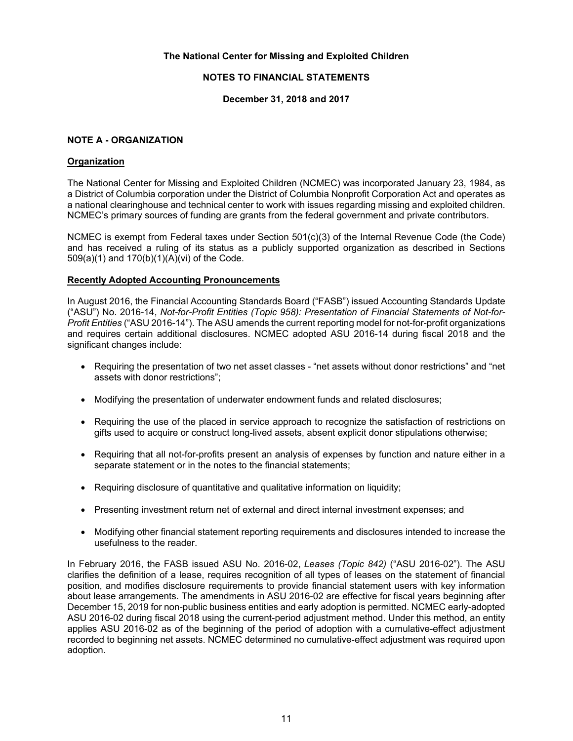**The National Center for Missing and Exploited Children**

**NOTES TO FINANCIAL STATEMENTS**

**December 31, 2018 and 2017**

## NOTE A - ORGANIZATION

### Organization

The National Center for Missing and Exploited Children (NCMEC) was incorporated January 23, 1984, as a District of Columbia corporation under the District of Columbia Nonprofit Corporation Act and operates as a national clearinghouse and technical center to work with issues regarding missing and exploited children. NCMEC's primary sources of funding are grants from the federal government and private contributors.

NCMEC is exempt from Federal taxes under Section 501(c)(3) of the Internal Revenue Code (the Code) and has received a ruling of its status as a publicly supported organization as described in Sections 509(a)(1) and 170(b)(1)(A)(vi) of the Code.

### Recently Adopted Accounting Pronouncements

In August 2016, the Financial Accounting Standards Board ("FASB") issued Accounting Standards Update ("ASU") No. 2016-14, *Not-for-Profit Entities (Topic 958): Presentation of Financial Statements of Not-for-Profit Entities* ("ASU 2016-14"). The ASU amends the current reporting model for not-for-profit organizations and requires certain additional disclosures. NCMEC adopted ASU 2016-14 during fiscal 2018 and the significant changes include:

- Requiring the presentation of two net asset classes - "net assets without donor restrictions" and "net assets with donor restrictions";
- Modifying the presentation of underwater endowment funds and related disclosures;
- Requiring the use of the placed in service approach to recognize the satisfaction of restrictions on gifts used to acquire or construct long-lived assets, absent explicit donor stipulations otherwise;
- Requiring that all not-for-profits present an analysis of expenses by function and nature either in a separate statement or in the notes to the financial statements;
- Requiring disclosure of quantitative and qualitative information on liquidity;
- Presenting investment return net of external and direct internal investment expenses; and
- Modifying other financial statement reporting requirements and disclosures intended to increase the usefulness to the reader.

In February 2016, the FASB issued ASU No. 2016-02, *Leases (Topic 842)* ("ASU 2016-02"). The ASU clarifies the definition of a lease, requires recognition of all types of leases on the statement of financial position, and modifies disclosure requirements to provide financial statement users with key information about lease arrangements. The amendments in ASU 2016-02 are effective for fiscal years beginning after December 15, 2019 for non-public business entities and early adoption is permitted. NCMEC early-adopted ASU 2016-02 during fiscal 2018 using the current-period adjustment method. Under this method, an entity applies ASU 2016-02 as of the beginning of the period of adoption with a cumulative-effect adjustment recorded to beginning net assets. NCMEC determined no cumulative-effect adjustment was required upon adoption.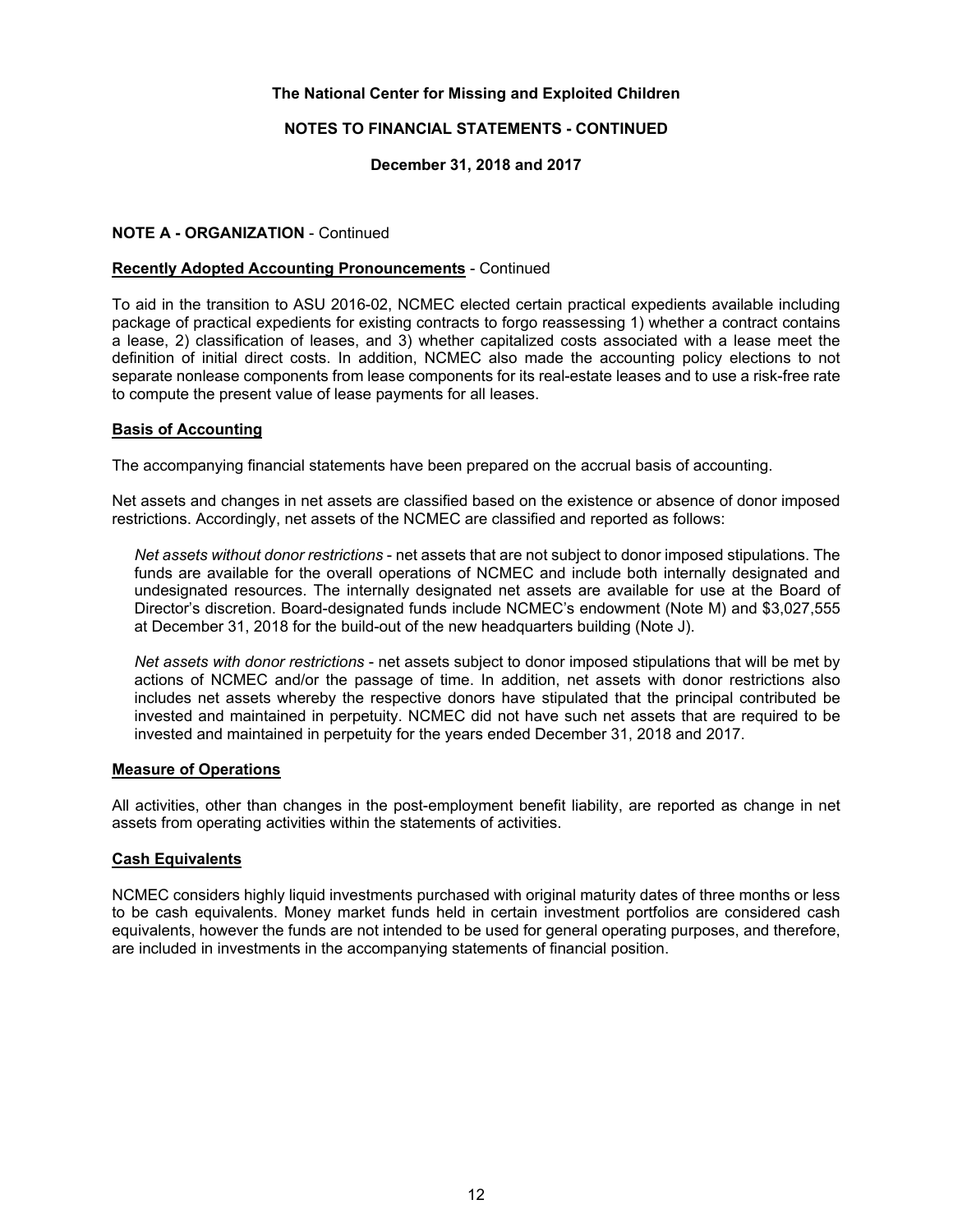**NOTE A - ORGANIZATION** - Continued

**Recently Adopted Accounting Pronouncements** - Continued

To aid in the transition to ASU 2016-02, NCMEC elected certain practical expedients available including package of practical expedients for existing contracts to forgo reassessing 1) whether a contract contains a lease, 2) classification of leases, and 3) whether capitalized costs associated with a lease meet the definition of initial direct costs. In addition, NCMEC also made the accounting policy elections to not separate nonlease components from lease components for its real-estate leases and to use a risk-free rate to compute the present value of lease payments for all leases.

**Basis of Accounting**

The accompanying financial statements have been prepared on the accrual basis of accounting.

Net assets and changes in net assets are classified based on the existence or absence of donor imposed restrictions. Accordingly, net assets of the NCMEC are classified and reported as follows:

*Net assets without donor restrictions* - net assets that are not subject to donor imposed stipulations. The funds are available for the overall operations of NCMEC and include both internally designated and undesignated resources. The internally designated net assets are available for use at the Board of Director's discretion. Board-designated funds include NCMEC's endowment (Note M) and $3,027,555 at December 31, 2018 for the build-out of the new headquarters building (Note J).

*Net assets with donor restrictions* - net assets subject to donor imposed stipulations that will be met by actions of NCMEC and/or the passage of time. In addition, net assets with donor restrictions also includes net assets whereby the respective donors have stipulated that the principal contributed be invested and maintained in perpetuity. NCMEC did not have such net assets that are required to be invested and maintained in perpetuity for the years ended December 31, 2018 and 2017.

**Measure of Operations**

All activities, other than changes in the post-employment benefit liability, are reported as change in net assets from operating activities within the statements of activities.

**Cash Equivalents**

NCMEC considers highly liquid investments purchased with original maturity dates of three months or less to be cash equivalents. Money market funds held in certain investment portfolios are considered cash equivalents, however the funds are not intended to be used for general operating purposes, and therefore, are included in investments in the accompanying statements of financial position.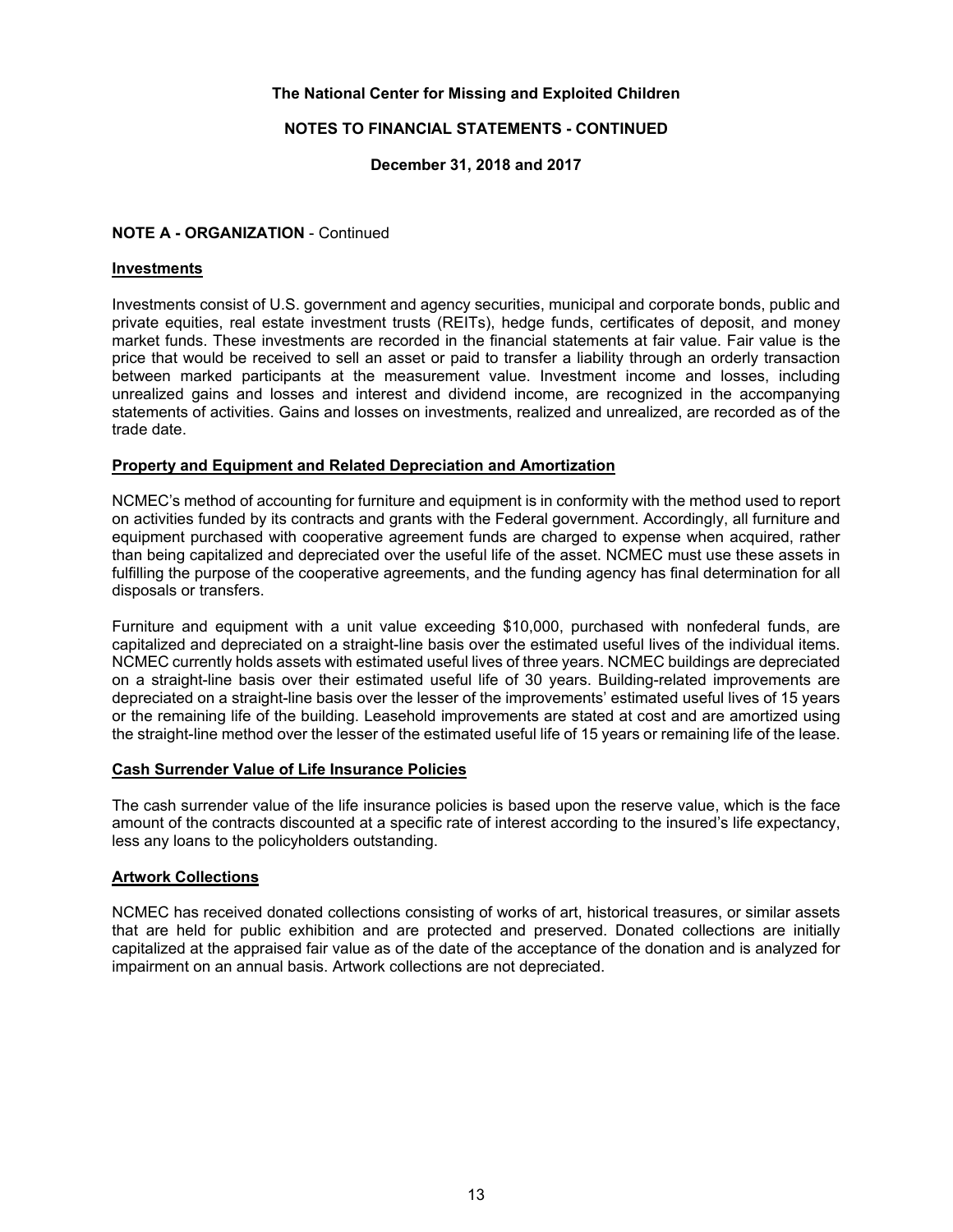**NOTE A - ORGANIZATION** - Continued

**Investments**

Investments consist of U.S. government and agency securities, municipal and corporate bonds, public and private equities, real estate investment trusts (REITs), hedge funds, certificates of deposit, and money market funds. These investments are recorded in the financial statements at fair value. Fair value is the price that would be received to sell an asset or paid to transfer a liability through an orderly transaction between marked participants at the measurement value. Investment income and losses, including unrealized gains and losses and interest and dividend income, are recognized in the accompanying statements of activities. Gains and losses on investments, realized and unrealized, are recorded as of the trade date.

**Property and Equipment and Related Depreciation and Amortization**

NCMEC's method of accounting for furniture and equipment is in conformity with the method used to report on activities funded by its contracts and grants with the Federal government. Accordingly, all furniture and equipment purchased with cooperative agreement funds are charged to expense when acquired, rather than being capitalized and depreciated over the useful life of the asset. NCMEC must use these assets in fulfilling the purpose of the cooperative agreements, and the funding agency has final determination for all disposals or transfers.

Furniture and equipment with a unit value exceeding $10,000, purchased with nonfederal funds, are capitalized and depreciated on a straight-line basis over the estimated useful lives of the individual items. NCMEC currently holds assets with estimated useful lives of three years. NCMEC buildings are depreciated on a straight-line basis over their estimated useful life of 30 years. Building-related improvements are depreciated on a straight-line basis over the lesser of the improvements' estimated useful lives of 15 years or the remaining life of the building. Leasehold improvements are stated at cost and are amortized using the straight-line method over the lesser of the estimated useful life of 15 years or remaining life of the lease.

**Cash Surrender Value of Life Insurance Policies**

The cash surrender value of the life insurance policies is based upon the reserve value, which is the face amount of the contracts discounted at a specific rate of interest according to the insured's life expectancy, less any loans to the policyholders outstanding.

**Artwork Collections**

NCMEC has received donated collections consisting of works of art, historical treasures, or similar assets that are held for public exhibition and are protected and preserved. Donated collections are initially capitalized at the appraised fair value as of the date of the acceptance of the donation and is analyzed for impairment on an annual basis. Artwork collections are not depreciated.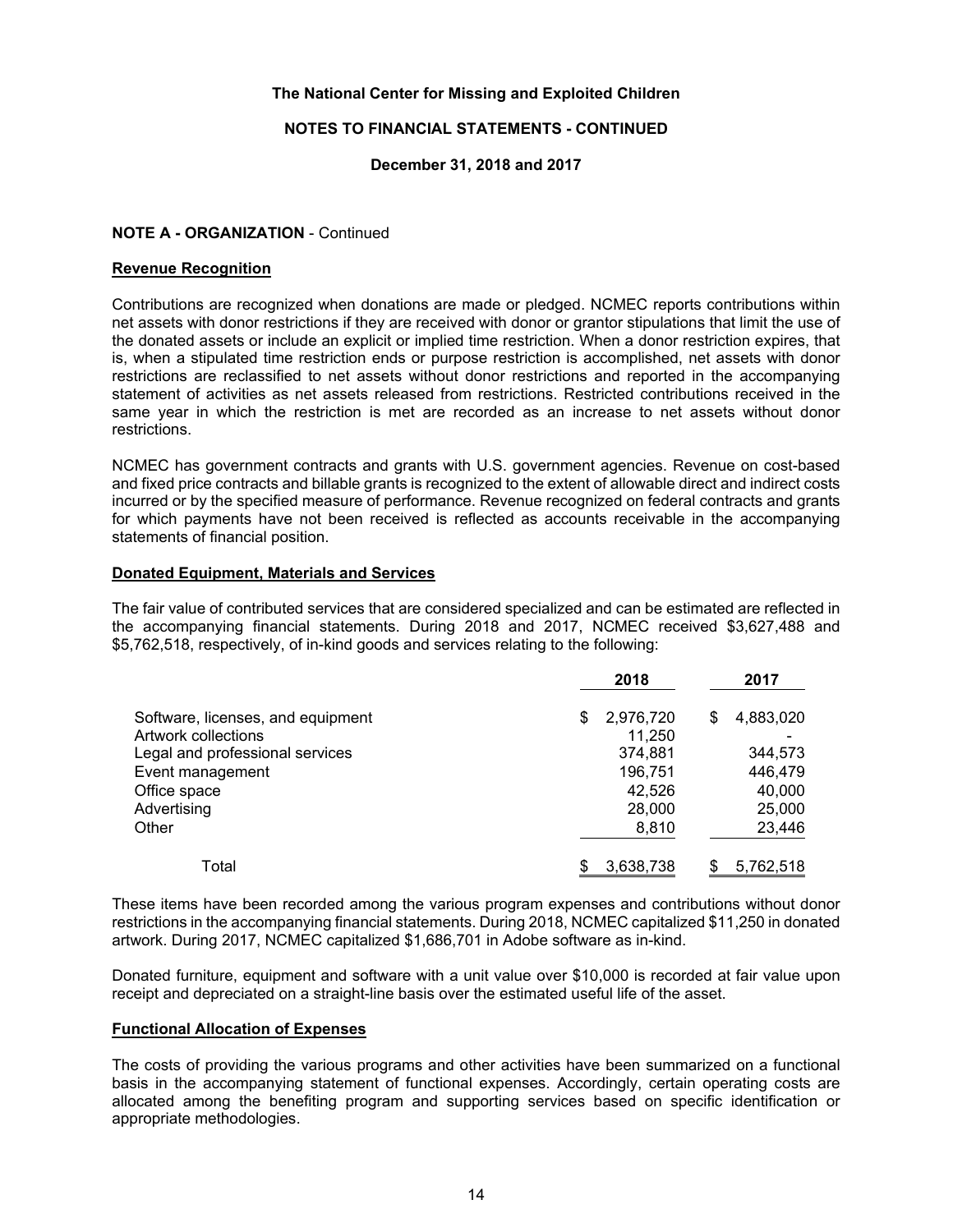**The National Center for Missing and Exploited Children**

**NOTES TO FINANCIAL STATEMENTS - CONTINUED**

**December 31, 2018 and 2017**

**NOTE A - ORGANIZATION** - Continued

**Revenue Recognition**

Contributions are recognized when donations are made or pledged. NCMEC reports contributions within net assets with donor restrictions if they are received with donor or grantor stipulations that limit the use of the donated assets or include an explicit or implied time restriction. When a donor restriction expires, that is, when a stipulated time restriction ends or purpose restriction is accomplished, net assets with donor restrictions are reclassified to net assets without donor restrictions and reported in the accompanying statement of activities as net assets released from restrictions. Restricted contributions received in the same year in which the restriction is met are recorded as an increase to net assets without donor restrictions.

NCMEC has government contracts and grants with U.S. government agencies. Revenue on cost-based and fixed price contracts and billable grants is recognized to the extent of allowable direct and indirect costs incurred or by the specified measure of performance. Revenue recognized on federal contracts and grants for which payments have not been received is reflected as accounts receivable in the accompanying statements of financial position.

**Donated Equipment, Materials and Services**

The fair value of contributed services that are considered specialized and can be estimated are reflected in the accompanying financial statements. During 2018 and 2017, NCMEC received $3,627,488 and $5,762,518, respectively, of in-kind goods and services relating to the following:

| | 2018 | 2017 |
|---|---|---|
| Software, licenses, and equipment | $ 2,976,720 | $ 4,883,020 |
| Artwork collections | 11,250 | - |
| Legal and professional services | 374,881 | 344,573 |
| Event management | 196,751 | 446,479 |
| Office space | 42,526 | 40,000 |
| Advertising | 28,000 | 25,000 |
| Other | 8,810 | 23,446 |
| Total | $ 3,638,738 | $ 5,762,518 |

These items have been recorded among the various program expenses and contributions without donor restrictions in the accompanying financial statements. During 2018, NCMEC capitalized $11,250 in donated artwork. During 2017, NCMEC capitalized $1,686,701 in Adobe software as in-kind.

Donated furniture, equipment and software with a unit value over $10,000 is recorded at fair value upon receipt and depreciated on a straight-line basis over the estimated useful life of the asset.

**Functional Allocation of Expenses**

The costs of providing the various programs and other activities have been summarized on a functional basis in the accompanying statement of functional expenses. Accordingly, certain operating costs are allocated among the benefiting program and supporting services based on specific identification or appropriate methodologies.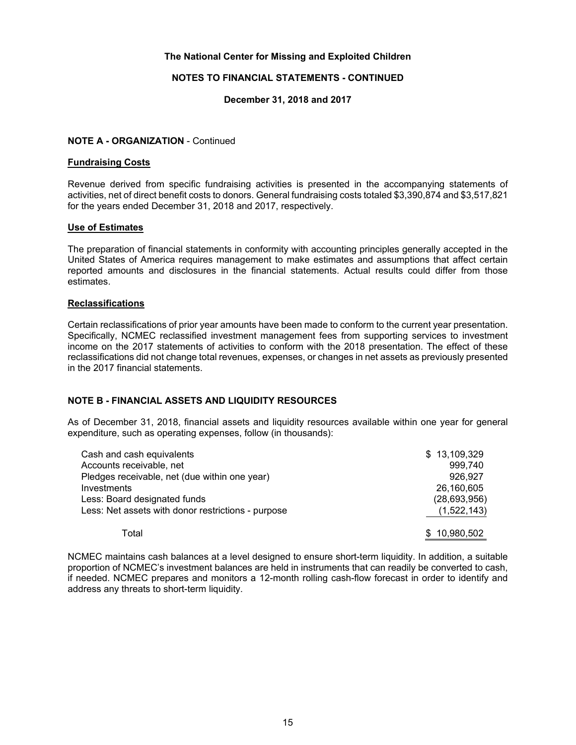The National Center for Missing and Exploited Children

NOTES TO FINANCIAL STATEMENTS - CONTINUED

December 31, 2018 and 2017

**NOTE A - ORGANIZATION** - Continued

**Fundraising Costs**

Revenue derived from specific fundraising activities is presented in the accompanying statements of activities, net of direct benefit costs to donors. General fundraising costs totaled $3,390,874 and $3,517,821 for the years ended December 31, 2018 and 2017, respectively.

**Use of Estimates**

The preparation of financial statements in conformity with accounting principles generally accepted in the United States of America requires management to make estimates and assumptions that affect certain reported amounts and disclosures in the financial statements. Actual results could differ from those estimates.

**Reclassifications**

Certain reclassifications of prior year amounts have been made to conform to the current year presentation. Specifically, NCMEC reclassified investment management fees from supporting services to investment income on the 2017 statements of activities to conform with the 2018 presentation. The effect of these reclassifications did not change total revenues, expenses, or changes in net assets as previously presented in the 2017 financial statements.

**NOTE B - FINANCIAL ASSETS AND LIQUIDITY RESOURCES**

As of December 31, 2018, financial assets and liquidity resources available within one year for general expenditure, such as operating expenses, follow (in thousands):

| | |
|---|---|
| Cash and cash equivalents | $ 13,109,329 |
| Accounts receivable, net | 999,740 |
| Pledges receivable, net (due within one year) | 926,927 |
| Investments | 26,160,605 |
| Less: Board designated funds | (28,693,956) |
| Less: Net assets with donor restrictions - purpose | (1,522,143) |
| Total | $ 10,980,502 |

NCMEC maintains cash balances at a level designed to ensure short-term liquidity. In addition, a suitable proportion of NCMEC's investment balances are held in instruments that can readily be converted to cash, if needed. NCMEC prepares and monitors a 12-month rolling cash-flow forecast in order to identify and address any threats to short-term liquidity.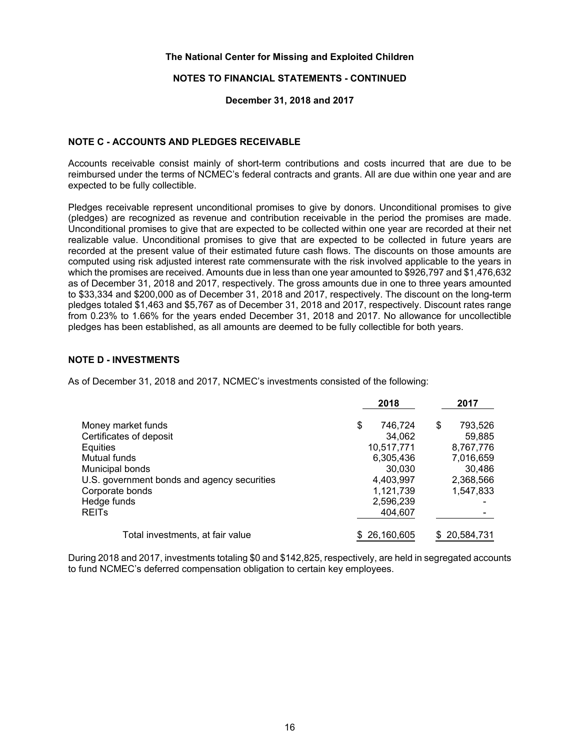## NOTE C - ACCOUNTS AND PLEDGES RECEIVABLE

Accounts receivable consist mainly of short-term contributions and costs incurred that are due to be reimbursed under the terms of NCMEC's federal contracts and grants. All are due within one year and are expected to be fully collectible.

Pledges receivable represent unconditional promises to give by donors. Unconditional promises to give (pledges) are recognized as revenue and contribution receivable in the period the promises are made. Unconditional promises to give that are expected to be collected within one year are recorded at their net realizable value. Unconditional promises to give that are expected to be collected in future years are recorded at the present value of their estimated future cash flows. The discounts on those amounts are computed using risk adjusted interest rate commensurate with the risk involved applicable to the years in which the promises are received. Amounts due in less than one year amounted to $926,797 and $1,476,632 as of December 31, 2018 and 2017, respectively. The gross amounts due in one to three years amounted to $33,334 and $200,000 as of December 31, 2018 and 2017, respectively. The discount on the long-term pledges totaled $1,463 and $5,767 as of December 31, 2018 and 2017, respectively. Discount rates range from 0.23% to 1.66% for the years ended December 31, 2018 and 2017. No allowance for uncollectible pledges has been established, as all amounts are deemed to be fully collectible for both years.

## NOTE D - INVESTMENTS

As of December 31, 2018 and 2017, NCMEC's investments consisted of the following:

| | 2018 | 2017 |
|---|---|---|
| Money market funds | $ 746,724 | $ 793,526 |
| Certificates of deposit | 34,062 | 59,885 |
| Equities | 10,517,771 | 8,767,776 |
| Mutual funds | 6,305,436 | 7,016,659 |
| Municipal bonds | 30,030 | 30,486 |
| U.S. government bonds and agency securities | 4,403,997 | 2,368,566 |
| Corporate bonds | 1,121,739 | 1,547,833 |
| Hedge funds | 2,596,239 | - |
| REITs | 404,607 | - |
| Total investments, at fair value | $ 26,160,605 | $ 20,584,731 |

During 2018 and 2017, investments totaling $0 and $142,825, respectively, are held in segregated accounts to fund NCMEC's deferred compensation obligation to certain key employees.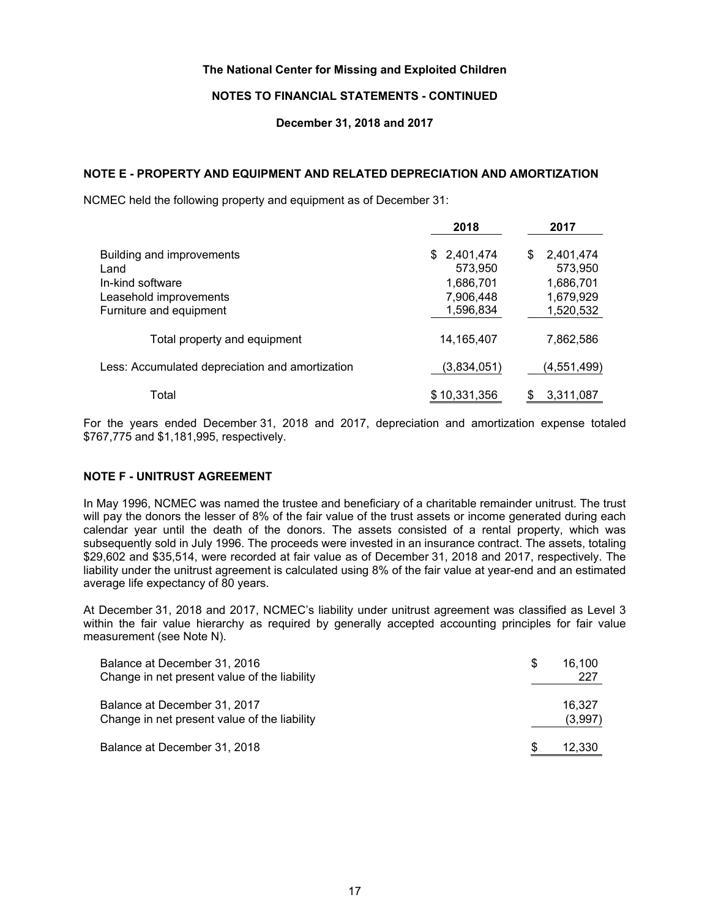The National Center for Missing and Exploited Children

NOTES TO FINANCIAL STATEMENTS - CONTINUED

December 31, 2018 and 2017

## NOTE E - PROPERTY AND EQUIPMENT AND RELATED DEPRECIATION AND AMORTIZATION

NCMEC held the following property and equipment as of December 31:

| | 2018 | 2017 |
|---|---|---|
| Building and improvements | $ 2,401,474 | $ 2,401,474 |
| Land | 573,950 | 573,950 |
| In-kind software | 1,686,701 | 1,686,701 |
| Leasehold improvements | 7,906,448 | 1,679,929 |
| Furniture and equipment | 1,596,834 | 1,520,532 |
| Total property and equipment | 14,165,407 | 7,862,586 |
| Less: Accumulated depreciation and amortization | (3,834,051) | (4,551,499) |
| Total | $ 10,331,356 | $ 3,311,087 |

For the years ended December 31, 2018 and 2017, depreciation and amortization expense totaled $767,775 and $1,181,995, respectively.

## NOTE F - UNITRUST AGREEMENT

In May 1996, NCMEC was named the trustee and beneficiary of a charitable remainder unitrust. The trust will pay the donors the lesser of 8% of the fair value of the trust assets or income generated during each calendar year until the death of the donors. The assets consisted of a rental property, which was subsequently sold in July 1996. The proceeds were invested in an insurance contract. The assets, totaling $29,602 and $35,514, were recorded at fair value as of December 31, 2018 and 2017, respectively. The liability under the unitrust agreement is calculated using 8% of the fair value at year-end and an estimated average life expectancy of 80 years.

At December 31, 2018 and 2017, NCMEC's liability under unitrust agreement was classified as Level 3 within the fair value hierarchy as required by generally accepted accounting principles for fair value measurement (see Note N).

| | |
|---|---|
| Balance at December 31, 2016 | $ 16,100 |
| Change in net present value of the liability | 227 |
| Balance at December 31, 2017 | 16,327 |
| Change in net present value of the liability | (3,997) |
| Balance at December 31, 2018 | $ 12,330 |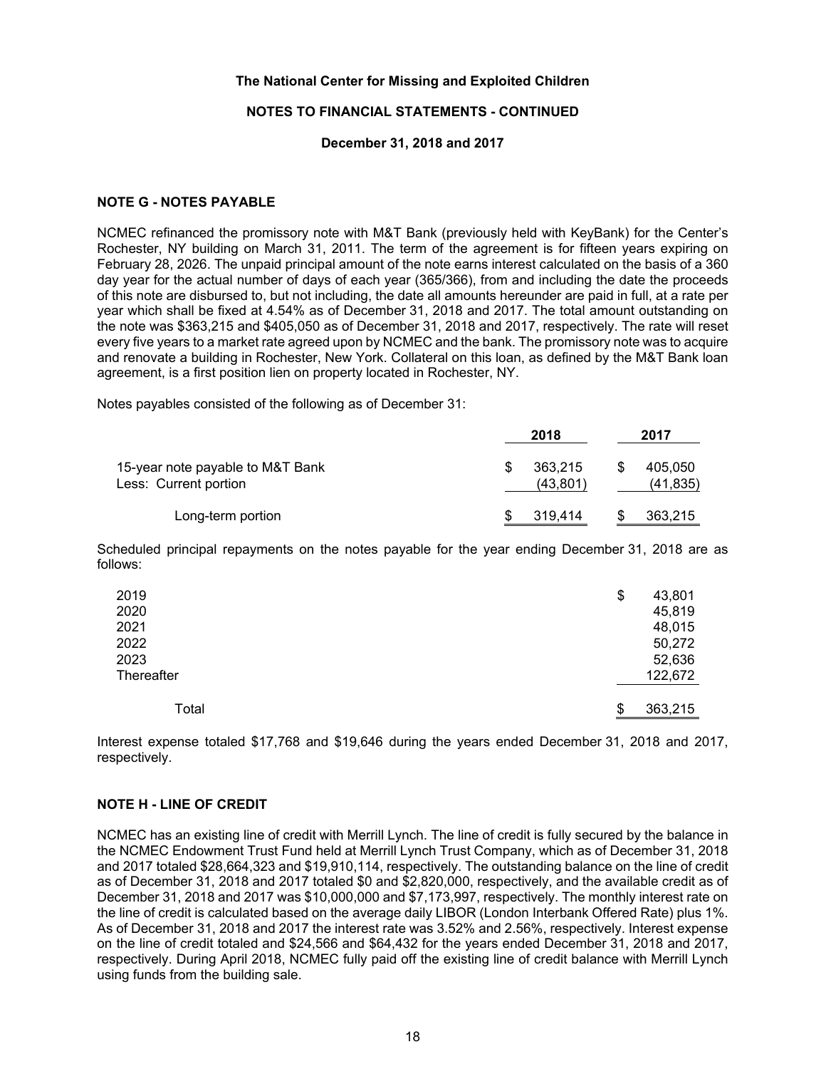The National Center for Missing and Exploited Children

NOTES TO FINANCIAL STATEMENTS - CONTINUED

December 31, 2018 and 2017

## NOTE G - NOTES PAYABLE

NCMEC refinanced the promissory note with M&T Bank (previously held with KeyBank) for the Center's Rochester, NY building on March 31, 2011. The term of the agreement is for fifteen years expiring on February 28, 2026. The unpaid principal amount of the note earns interest calculated on the basis of a 360 day year for the actual number of days of each year (365/366), from and including the date the proceeds of this note are disbursed to, but not including, the date all amounts hereunder are paid in full, at a rate per year which shall be fixed at 4.54% as of December 31, 2018 and 2017. The total amount outstanding on the note was $363,215 and $405,050 as of December 31, 2018 and 2017, respectively. The rate will reset every five years to a market rate agreed upon by NCMEC and the bank. The promissory note was to acquire and renovate a building in Rochester, New York. Collateral on this loan, as defined by the M&T Bank loan agreement, is a first position lien on property located in Rochester, NY.

Notes payables consisted of the following as of December 31:

| | 2018 | 2017 |
|---|---|---|
| 15-year note payable to M&T Bank | $ 363,215 | $ 405,050 |
| Less: Current portion | (43,801) | (41,835) |
| Long-term portion | $ 319,414 | $ 363,215 |

Scheduled principal repayments on the notes payable for the year ending December 31, 2018 are as follows:

| | |
|---|---|
| 2019 | $ 43,801 |
| 2020 | 45,819 |
| 2021 | 48,015 |
| 2022 | 50,272 |
| 2023 | 52,636 |
| Thereafter | 122,672 |
| Total | $ 363,215 |

Interest expense totaled $17,768 and $19,646 during the years ended December 31, 2018 and 2017, respectively.

## NOTE H - LINE OF CREDIT

NCMEC has an existing line of credit with Merrill Lynch. The line of credit is fully secured by the balance in the NCMEC Endowment Trust Fund held at Merrill Lynch Trust Company, which as of December 31, 2018 and 2017 totaled $28,664,323 and $19,910,114, respectively. The outstanding balance on the line of credit as of December 31, 2018 and 2017 totaled $0 and $2,820,000, respectively, and the available credit as of December 31, 2018 and 2017 was $10,000,000 and $7,173,997, respectively. The monthly interest rate on the line of credit is calculated based on the average daily LIBOR (London Interbank Offered Rate) plus 1%. As of December 31, 2018 and 2017 the interest rate was 3.52% and 2.56%, respectively. Interest expense on the line of credit totaled and $24,566 and $64,432 for the years ended December 31, 2018 and 2017, respectively. During April 2018, NCMEC fully paid off the existing line of credit balance with Merrill Lynch using funds from the building sale.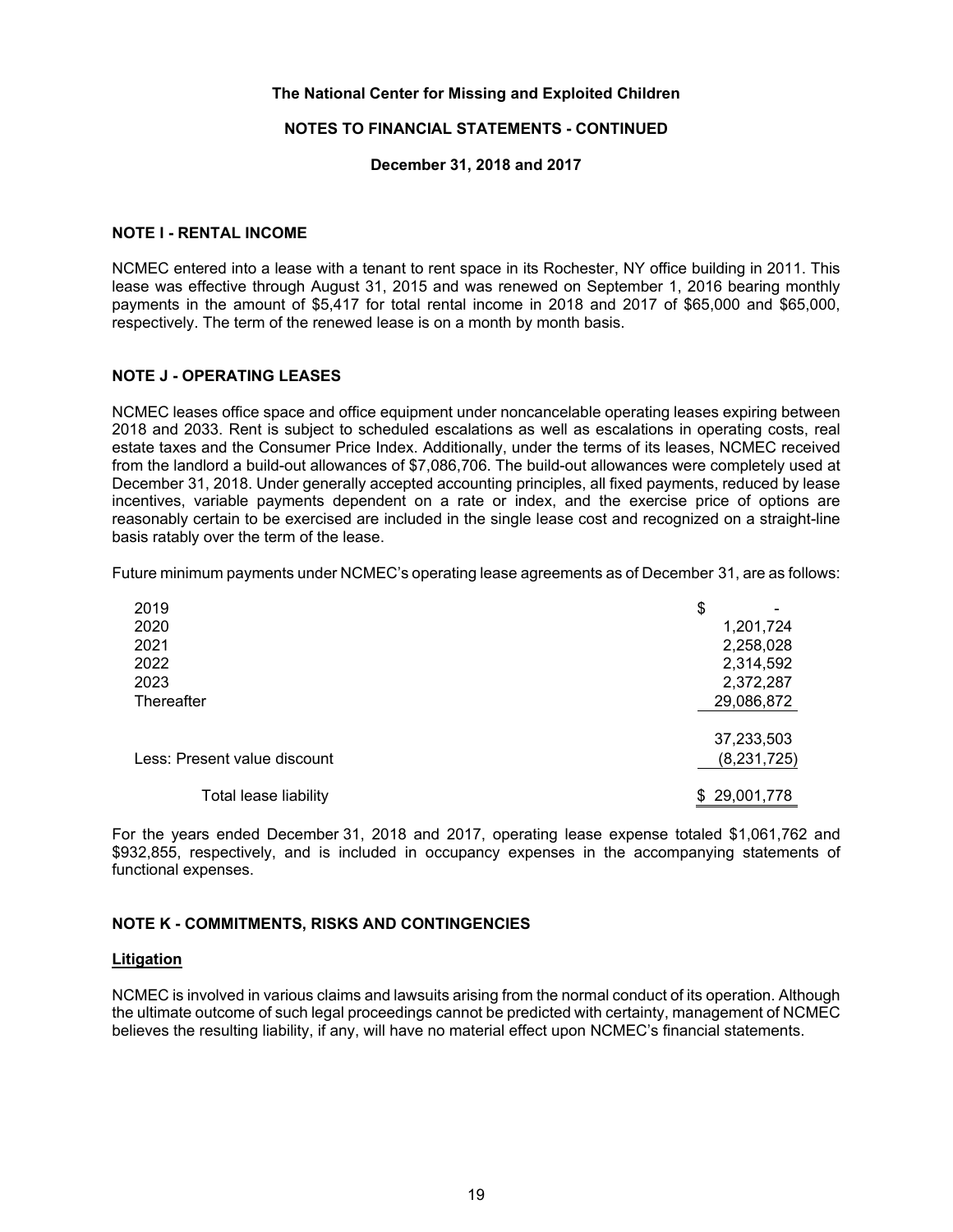**The National Center for Missing and Exploited Children**

**NOTES TO FINANCIAL STATEMENTS - CONTINUED**

**December 31, 2018 and 2017**

## NOTE I - RENTAL INCOME

NCMEC entered into a lease with a tenant to rent space in its Rochester, NY office building in 2011. This lease was effective through August 31, 2015 and was renewed on September 1, 2016 bearing monthly payments in the amount of $5,417 for total rental income in 2018 and 2017 of $65,000 and $65,000, respectively. The term of the renewed lease is on a month by month basis.

## NOTE J - OPERATING LEASES

NCMEC leases office space and office equipment under noncancelable operating leases expiring between 2018 and 2033. Rent is subject to scheduled escalations as well as escalations in operating costs, real estate taxes and the Consumer Price Index. Additionally, under the terms of its leases, NCMEC received from the landlord a build-out allowances of $7,086,706. The build-out allowances were completely used at December 31, 2018. Under generally accepted accounting principles, all fixed payments, reduced by lease incentives, variable payments dependent on a rate or index, and the exercise price of options are reasonably certain to be exercised are included in the single lease cost and recognized on a straight-line basis ratably over the term of the lease.

Future minimum payments under NCMEC's operating lease agreements as of December 31, are as follows:

| | |
|---|---|
| 2019 | $ - |
| 2020 | 1,201,724 |
| 2021 | 2,258,028 |
| 2022 | 2,314,592 |
| 2023 | 2,372,287 |
| Thereafter | 29,086,872 |
| | 37,233,503 |
| Less: Present value discount | (8,231,725) |
| Total lease liability | $ 29,001,778 |

For the years ended December 31, 2018 and 2017, operating lease expense totaled $1,061,762 and $932,855, respectively, and is included in occupancy expenses in the accompanying statements of functional expenses.

## NOTE K - COMMITMENTS, RISKS AND CONTINGENCIES

### Litigation

NCMEC is involved in various claims and lawsuits arising from the normal conduct of its operation. Although the ultimate outcome of such legal proceedings cannot be predicted with certainty, management of NCMEC believes the resulting liability, if any, will have no material effect upon NCMEC's financial statements.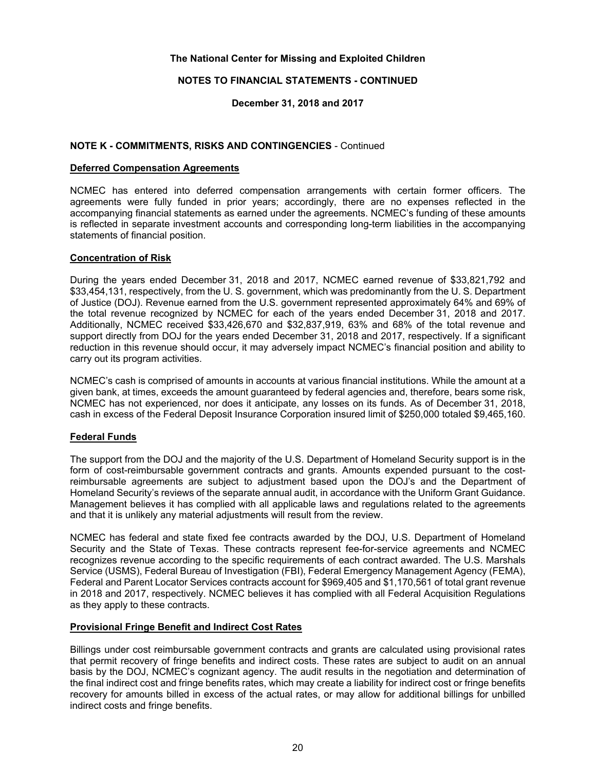The National Center for Missing and Exploited Children

NOTES TO FINANCIAL STATEMENTS - CONTINUED

December 31, 2018 and 2017

## NOTE K - COMMITMENTS, RISKS AND CONTINGENCIES - Continued

### Deferred Compensation Agreements

NCMEC has entered into deferred compensation arrangements with certain former officers. The agreements were fully funded in prior years; accordingly, there are no expenses reflected in the accompanying financial statements as earned under the agreements. NCMEC's funding of these amounts is reflected in separate investment accounts and corresponding long-term liabilities in the accompanying statements of financial position.

### Concentration of Risk

During the years ended December 31, 2018 and 2017, NCMEC earned revenue of $33,821,792 and $33,454,131, respectively, from the U. S. government, which was predominantly from the U. S. Department of Justice (DOJ). Revenue earned from the U.S. government represented approximately 64% and 69% of the total revenue recognized by NCMEC for each of the years ended December 31, 2018 and 2017. Additionally, NCMEC received $33,426,670 and $32,837,919, 63% and 68% of the total revenue and support directly from DOJ for the years ended December 31, 2018 and 2017, respectively. If a significant reduction in this revenue should occur, it may adversely impact NCMEC's financial position and ability to carry out its program activities.

NCMEC's cash is comprised of amounts in accounts at various financial institutions. While the amount at a given bank, at times, exceeds the amount guaranteed by federal agencies and, therefore, bears some risk, NCMEC has not experienced, nor does it anticipate, any losses on its funds. As of December 31, 2018, cash in excess of the Federal Deposit Insurance Corporation insured limit of $250,000 totaled $9,465,160.

### Federal Funds

The support from the DOJ and the majority of the U.S. Department of Homeland Security support is in the form of cost-reimbursable government contracts and grants. Amounts expended pursuant to the cost-reimbursable agreements are subject to adjustment based upon the DOJ's and the Department of Homeland Security's reviews of the separate annual audit, in accordance with the Uniform Grant Guidance. Management believes it has complied with all applicable laws and regulations related to the agreements and that it is unlikely any material adjustments will result from the review.

NCMEC has federal and state fixed fee contracts awarded by the DOJ, U.S. Department of Homeland Security and the State of Texas. These contracts represent fee-for-service agreements and NCMEC recognizes revenue according to the specific requirements of each contract awarded. The U.S. Marshals Service (USMS), Federal Bureau of Investigation (FBI), Federal Emergency Management Agency (FEMA), Federal and Parent Locator Services contracts account for $969,405 and $1,170,561 of total grant revenue in 2018 and 2017, respectively. NCMEC believes it has complied with all Federal Acquisition Regulations as they apply to these contracts.

### Provisional Fringe Benefit and Indirect Cost Rates

Billings under cost reimbursable government contracts and grants are calculated using provisional rates that permit recovery of fringe benefits and indirect costs. These rates are subject to audit on an annual basis by the DOJ, NCMEC's cognizant agency. The audit results in the negotiation and determination of the final indirect cost and fringe benefits rates, which may create a liability for indirect cost or fringe benefits recovery for amounts billed in excess of the actual rates, or may allow for additional billings for unbilled indirect costs and fringe benefits.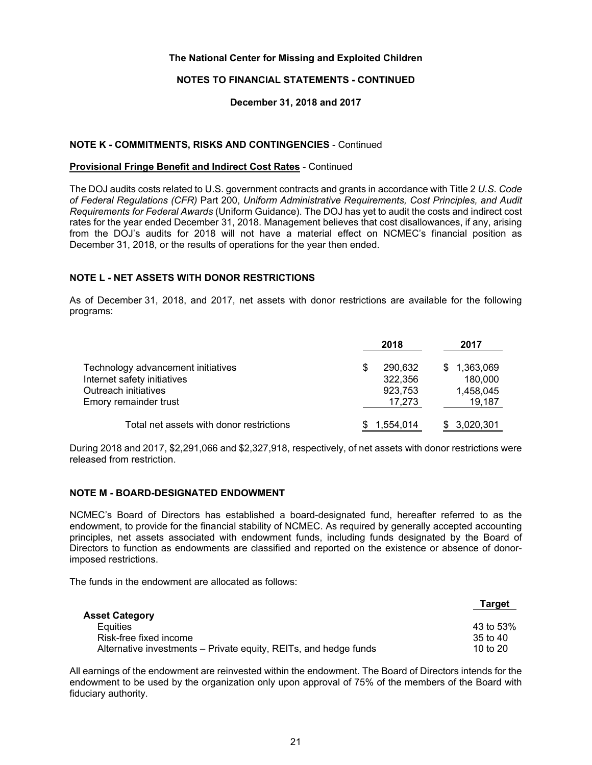## NOTE K - COMMITMENTS, RISKS AND CONTINGENCIES - Continued

**Provisional Fringe Benefit and Indirect Cost Rates** - Continued

The DOJ audits costs related to U.S. government contracts and grants in accordance with Title 2 *U.S. Code of Federal Regulations (CFR)* Part 200, *Uniform Administrative Requirements, Cost Principles, and Audit Requirements for Federal Awards* (Uniform Guidance). The DOJ has yet to audit the costs and indirect cost rates for the year ended December 31, 2018. Management believes that cost disallowances, if any, arising from the DOJ's audits for 2018 will not have a material effect on NCMEC's financial position as December 31, 2018, or the results of operations for the year then ended.

## NOTE L - NET ASSETS WITH DONOR RESTRICTIONS

As of December 31, 2018, and 2017, net assets with donor restrictions are available for the following programs:

| | 2018 | 2017 |
|---|---|---|
| Technology advancement initiatives | $ 290,632 | $ 1,363,069 |
| Internet safety initiatives | 322,356 | 180,000 |
| Outreach initiatives | 923,753 | 1,458,045 |
| Emory remainder trust | 17,273 | 19,187 |
| Total net assets with donor restrictions | $ 1,554,014 | $ 3,020,301 |

During 2018 and 2017, $2,291,066 and $2,327,918, respectively, of net assets with donor restrictions were released from restriction.

## NOTE M - BOARD-DESIGNATED ENDOWMENT

NCMEC's Board of Directors has established a board-designated fund, hereafter referred to as the endowment, to provide for the financial stability of NCMEC. As required by generally accepted accounting principles, net assets associated with endowment funds, including funds designated by the Board of Directors to function as endowments are classified and reported on the existence or absence of donor-imposed restrictions.

The funds in the endowment are allocated as follows:

| Asset Category | Target |
|---|---|
| Equities | 43 to 53% |
| Risk-free fixed income | 35 to 40 |
| Alternative investments – Private equity, REITs, and hedge funds | 10 to 20 |

All earnings of the endowment are reinvested within the endowment. The Board of Directors intends for the endowment to be used by the organization only upon approval of 75% of the members of the Board with fiduciary authority.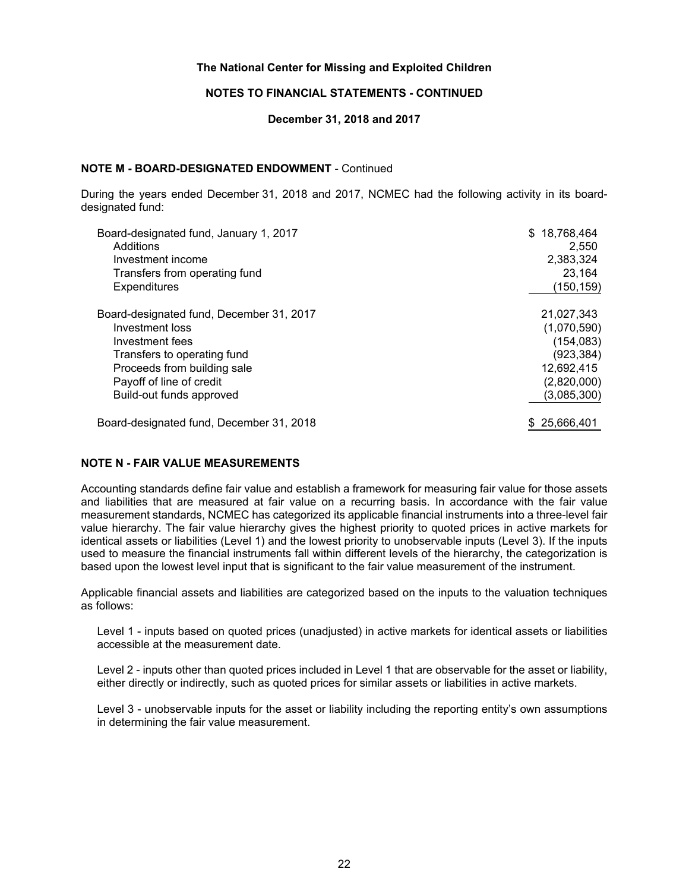The National Center for Missing and Exploited Children

NOTES TO FINANCIAL STATEMENTS - CONTINUED

December 31, 2018 and 2017

**NOTE M - BOARD-DESIGNATED ENDOWMENT** - Continued

During the years ended December 31, 2018 and 2017, NCMEC had the following activity in its board-designated fund:

| | |
|---|---|
| Board-designated fund, January 1, 2017 | $ 18,768,464 |
| Additions | 2,550 |
| Investment income | 2,383,324 |
| Transfers from operating fund | 23,164 |
| Expenditures | (150,159) |
| Board-designated fund, December 31, 2017 | 21,027,343 |
| Investment loss | (1,070,590) |
| Investment fees | (154,083) |
| Transfers to operating fund | (923,384) |
| Proceeds from building sale | 12,692,415 |
| Payoff of line of credit | (2,820,000) |
| Build-out funds approved | (3,085,300) |
| Board-designated fund, December 31, 2018 | $ 25,666,401 |

## NOTE N - FAIR VALUE MEASUREMENTS

Accounting standards define fair value and establish a framework for measuring fair value for those assets and liabilities that are measured at fair value on a recurring basis. In accordance with the fair value measurement standards, NCMEC has categorized its applicable financial instruments into a three-level fair value hierarchy. The fair value hierarchy gives the highest priority to quoted prices in active markets for identical assets or liabilities (Level 1) and the lowest priority to unobservable inputs (Level 3). If the inputs used to measure the financial instruments fall within different levels of the hierarchy, the categorization is based upon the lowest level input that is significant to the fair value measurement of the instrument.

Applicable financial assets and liabilities are categorized based on the inputs to the valuation techniques as follows:

Level 1 - inputs based on quoted prices (unadjusted) in active markets for identical assets or liabilities accessible at the measurement date.

Level 2 - inputs other than quoted prices included in Level 1 that are observable for the asset or liability, either directly or indirectly, such as quoted prices for similar assets or liabilities in active markets.

Level 3 - unobservable inputs for the asset or liability including the reporting entity's own assumptions in determining the fair value measurement.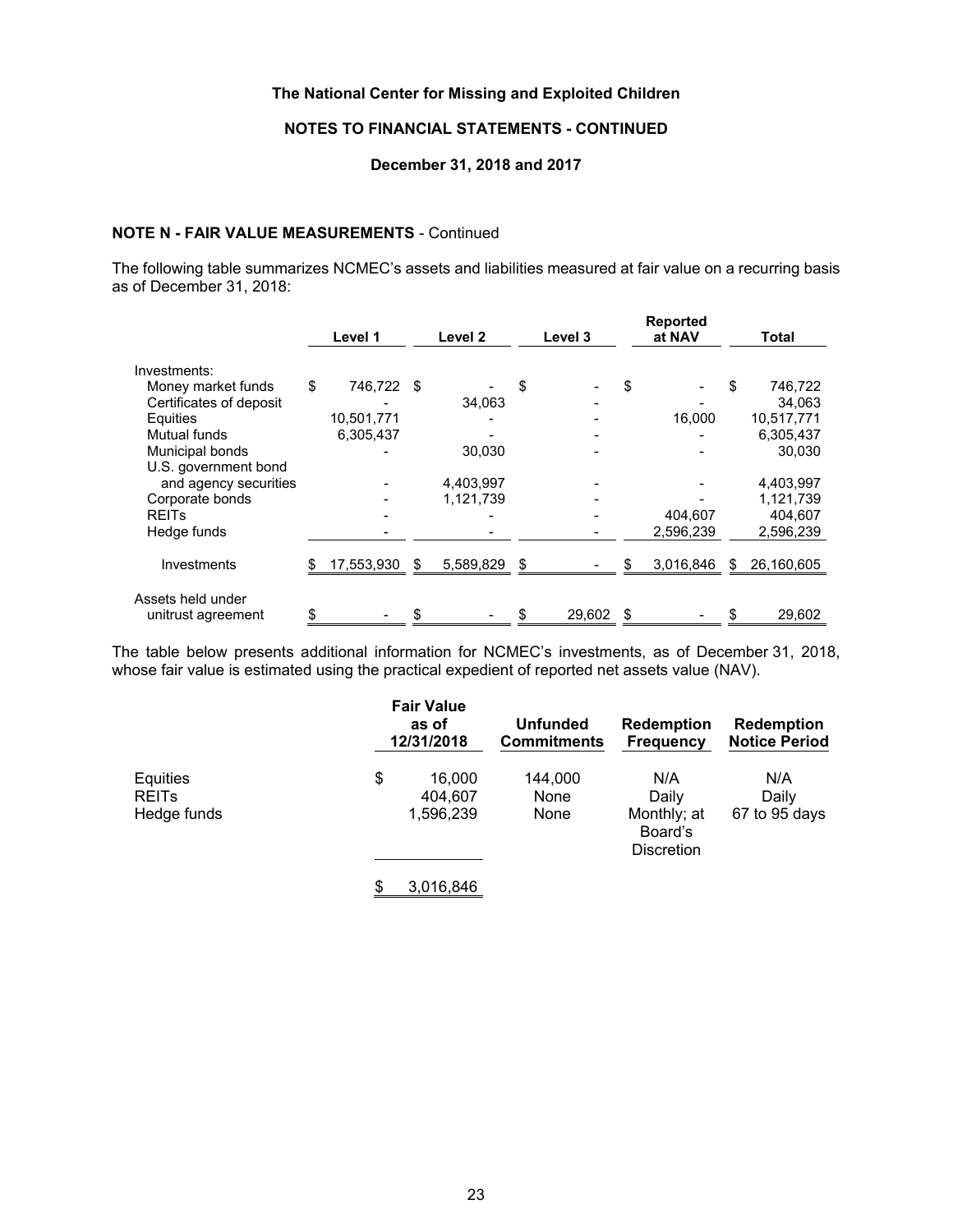**The National Center for Missing and Exploited Children**

**NOTES TO FINANCIAL STATEMENTS - CONTINUED**

**December 31, 2018 and 2017**

**NOTE N - FAIR VALUE MEASUREMENTS** - Continued

The following table summarizes NCMEC's assets and liabilities measured at fair value on a recurring basis as of December 31, 2018:

| | Level 1 | Level 2 | Level 3 | Reported at NAV | Total |
|---|---|---|---|---|---|
| Investments: | | | | | |
| Money market funds | $ 746,722 | $ - | $ - | $ - | $ 746,722 |
| Certificates of deposit | - | 34,063 | - | - | 34,063 |
| Equities | 10,501,771 | - | - | 16,000 | 10,517,771 |
| Mutual funds | 6,305,437 | - | - | - | 6,305,437 |
| Municipal bonds | - | 30,030 | - | - | 30,030 |
| U.S. government bond and agency securities | - | 4,403,997 | - | - | 4,403,997 |
| Corporate bonds | - | 1,121,739 | - | - | 1,121,739 |
| REITs | - | - | - | 404,607 | 404,607 |
| Hedge funds | - | - | - | 2,596,239 | 2,596,239 |
| Investments | $ 17,553,930 | $ 5,589,829 | $ - | $ 3,016,846 | $ 26,160,605 |
| Assets held under unitrust agreement | $ - | $ - | $ 29,602 | $ - | $ 29,602 |

The table below presents additional information for NCMEC's investments, as of December 31, 2018, whose fair value is estimated using the practical expedient of reported net assets value (NAV).

| | Fair Value as of 12/31/2018 | Unfunded Commitments | Redemption Frequency | Redemption Notice Period |
|---|---|---|---|---|
| Equities | $ 16,000 | 144,000 | N/A | N/A |
| REITs | 404,607 | None | Daily | Daily |
| Hedge funds | 1,596,239 | None | Monthly; at Board's Discretion | 67 to 95 days |
| | $ 3,016,846 | | | |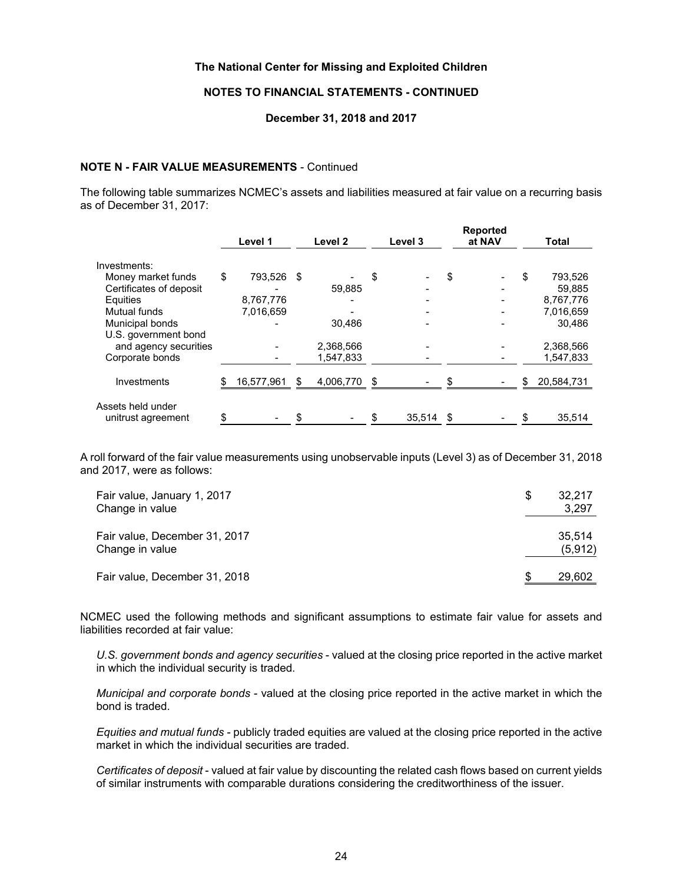**The National Center for Missing and Exploited Children**

**NOTES TO FINANCIAL STATEMENTS - CONTINUED**

**December 31, 2018 and 2017**

**NOTE N - FAIR VALUE MEASUREMENTS** - Continued

The following table summarizes NCMEC's assets and liabilities measured at fair value on a recurring basis as of December 31, 2017:

| | Level 1 | Level 2 | Level 3 | Reported at NAV | Total |
|---|---|---|---|---|---|
| Investments: | | | | | |
| Money market funds | $ 793,526 | $ - | $ - | $ - | $ 793,526 |
| Certificates of deposit | - | 59,885 | - | - | 59,885 |
| Equities | 8,767,776 | - | - | - | 8,767,776 |
| Mutual funds | 7,016,659 | - | - | - | 7,016,659 |
| Municipal bonds | - | 30,486 | - | - | 30,486 |
| U.S. government bond and agency securities | - | 2,368,566 | - | - | 2,368,566 |
| Corporate bonds | - | 1,547,833 | - | - | 1,547,833 |
| Investments | $ 16,577,961 | $ 4,006,770 | $ - | $ - | $ 20,584,731 |
| Assets held under unitrust agreement | $ - | $ - | $ 35,514 | $ - | $ 35,514 |

A roll forward of the fair value measurements using unobservable inputs (Level 3) as of December 31, 2018 and 2017, were as follows:

| | |
|---|---|
| Fair value, January 1, 2017 | $ 32,217 |
| Change in value | 3,297 |
| Fair value, December 31, 2017 | 35,514 |
| Change in value | (5,912) |
| Fair value, December 31, 2018 | $ 29,602 |

NCMEC used the following methods and significant assumptions to estimate fair value for assets and liabilities recorded at fair value:

*U.S. government bonds and agency securities* - valued at the closing price reported in the active market in which the individual security is traded.

*Municipal and corporate bonds* - valued at the closing price reported in the active market in which the bond is traded.

*Equities and mutual funds* - publicly traded equities are valued at the closing price reported in the active market in which the individual securities are traded.

*Certificates of deposit* - valued at fair value by discounting the related cash flows based on current yields of similar instruments with comparable durations considering the creditworthiness of the issuer.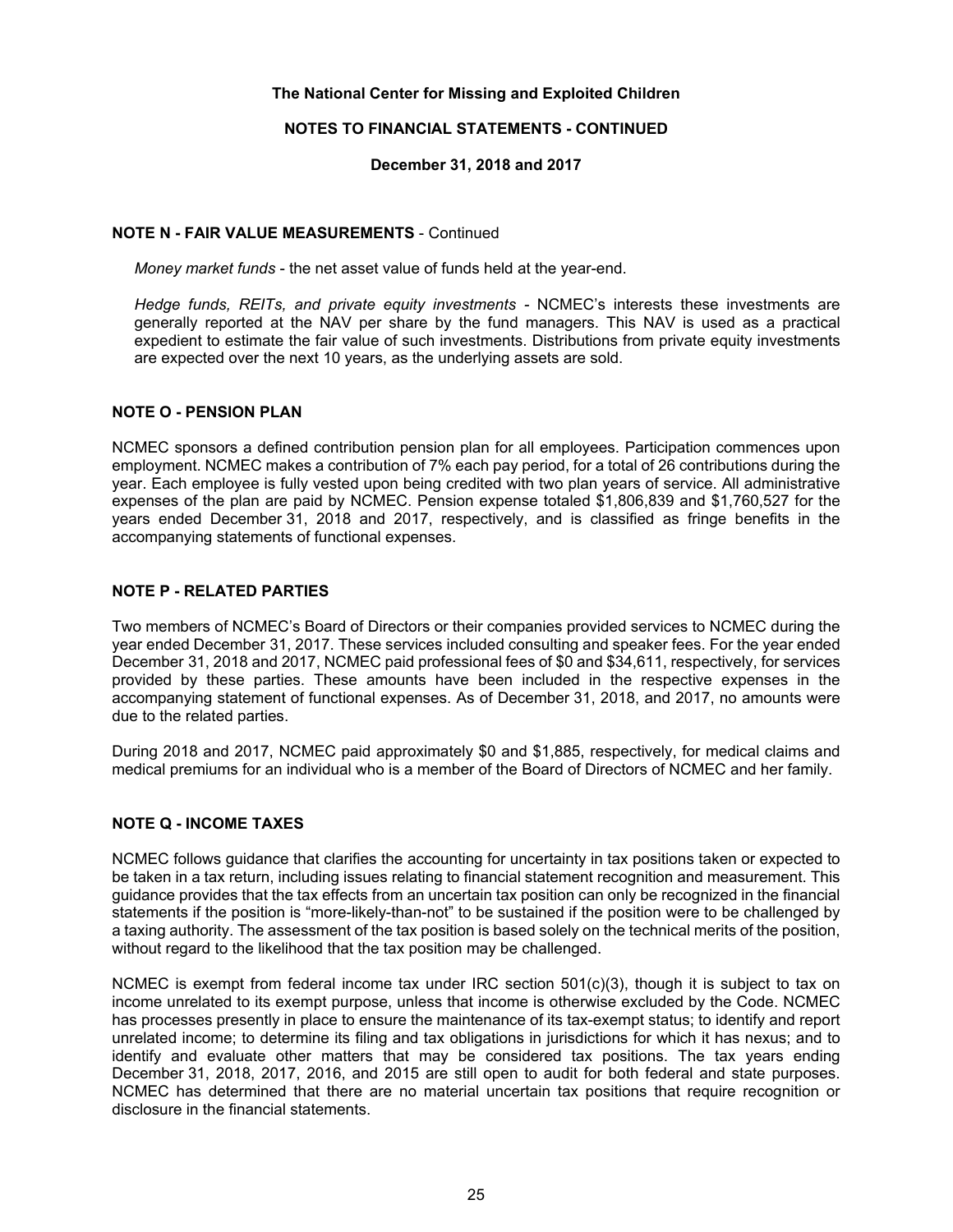## NOTE N - FAIR VALUE MEASUREMENTS - Continued

*Money market funds* - the net asset value of funds held at the year-end.

*Hedge funds, REITs, and private equity investments* - NCMEC's interests these investments are generally reported at the NAV per share by the fund managers. This NAV is used as a practical expedient to estimate the fair value of such investments. Distributions from private equity investments are expected over the next 10 years, as the underlying assets are sold.

## NOTE O - PENSION PLAN

NCMEC sponsors a defined contribution pension plan for all employees. Participation commences upon employment. NCMEC makes a contribution of 7% each pay period, for a total of 26 contributions during the year. Each employee is fully vested upon being credited with two plan years of service. All administrative expenses of the plan are paid by NCMEC. Pension expense totaled $1,806,839 and $1,760,527 for the years ended December 31, 2018 and 2017, respectively, and is classified as fringe benefits in the accompanying statements of functional expenses.

## NOTE P - RELATED PARTIES

Two members of NCMEC's Board of Directors or their companies provided services to NCMEC during the year ended December 31, 2017. These services included consulting and speaker fees. For the year ended December 31, 2018 and 2017, NCMEC paid professional fees of $0 and $34,611, respectively, for services provided by these parties. These amounts have been included in the respective expenses in the accompanying statement of functional expenses. As of December 31, 2018, and 2017, no amounts were due to the related parties.

During 2018 and 2017, NCMEC paid approximately $0 and $1,885, respectively, for medical claims and medical premiums for an individual who is a member of the Board of Directors of NCMEC and her family.

## NOTE Q - INCOME TAXES

NCMEC follows guidance that clarifies the accounting for uncertainty in tax positions taken or expected to be taken in a tax return, including issues relating to financial statement recognition and measurement. This guidance provides that the tax effects from an uncertain tax position can only be recognized in the financial statements if the position is "more-likely-than-not" to be sustained if the position were to be challenged by a taxing authority. The assessment of the tax position is based solely on the technical merits of the position, without regard to the likelihood that the tax position may be challenged.

NCMEC is exempt from federal income tax under IRC section 501(c)(3), though it is subject to tax on income unrelated to its exempt purpose, unless that income is otherwise excluded by the Code. NCMEC has processes presently in place to ensure the maintenance of its tax-exempt status; to identify and report unrelated income; to determine its filing and tax obligations in jurisdictions for which it has nexus; and to identify and evaluate other matters that may be considered tax positions. The tax years ending December 31, 2018, 2017, 2016, and 2015 are still open to audit for both federal and state purposes. NCMEC has determined that there are no material uncertain tax positions that require recognition or disclosure in the financial statements.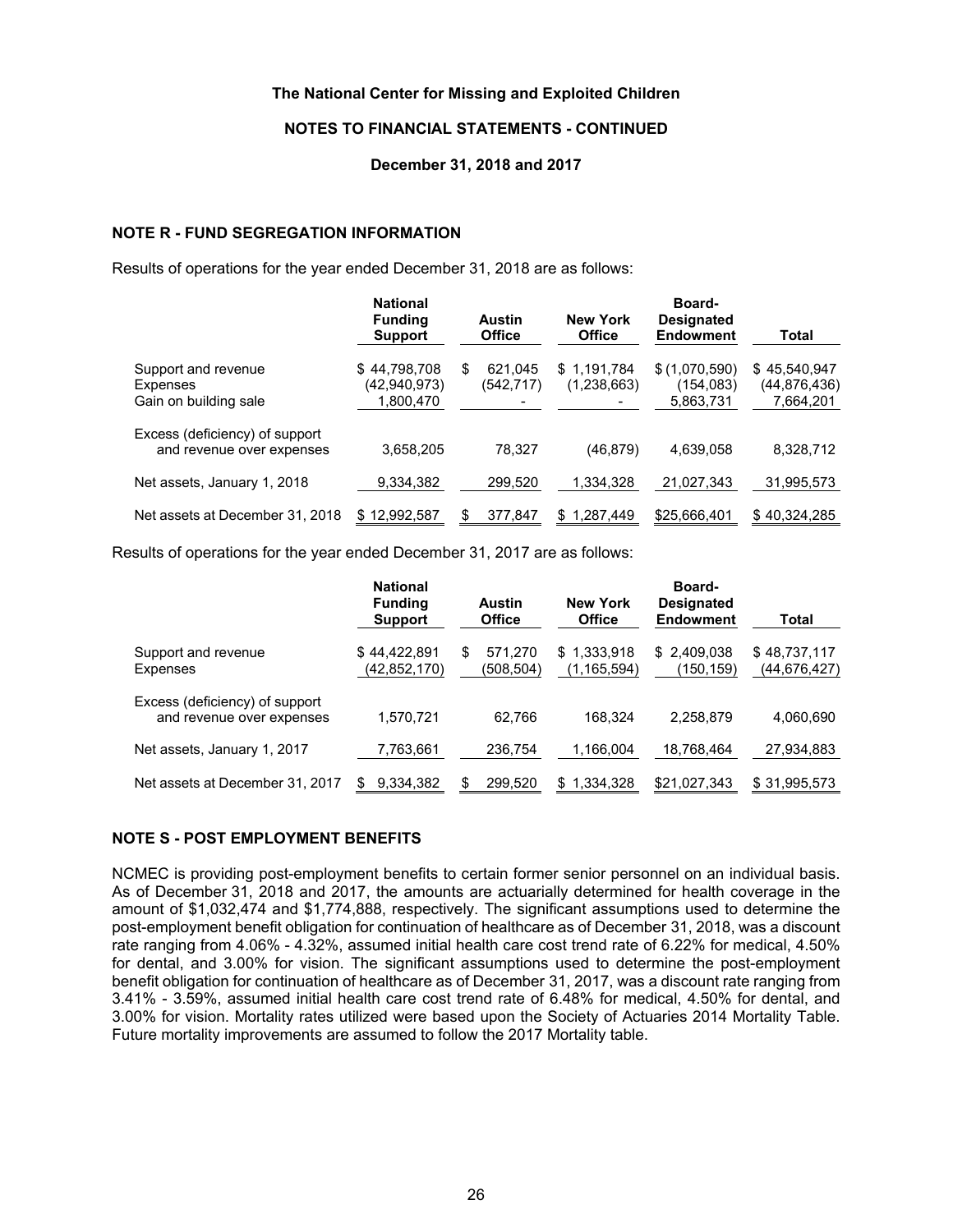**The National Center for Missing and Exploited Children**

**NOTES TO FINANCIAL STATEMENTS - CONTINUED**

**December 31, 2018 and 2017**

## NOTE R - FUND SEGREGATION INFORMATION

Results of operations for the year ended December 31, 2018 are as follows:

| | National Funding Support | Austin Office | New York Office | Board-Designated Endowment | Total |
|---|---|---|---|---|---|
| Support and revenue | $ 44,798,708 | $ 621,045 | $ 1,191,784 | $ (1,070,590) | $ 45,540,947 |
| Expenses | (42,940,973) | (542,717) | (1,238,663) | (154,083) | (44,876,436) |
| Gain on building sale | 1,800,470 | - | - | 5,863,731 | 7,664,201 |
| Excess (deficiency) of support and revenue over expenses | 3,658,205 | 78,327 | (46,879) | 4,639,058 | 8,328,712 |
| Net assets, January 1, 2018 | 9,334,382 | 299,520 | 1,334,328 | 21,027,343 | 31,995,573 |
| Net assets at December 31, 2018 | $ 12,992,587 | $ 377,847 | $ 1,287,449 | $25,666,401 | $ 40,324,285 |

Results of operations for the year ended December 31, 2017 are as follows:

| | National Funding Support | Austin Office | New York Office | Board-Designated Endowment | Total |
|---|---|---|---|---|---|
| Support and revenue | $ 44,422,891 | $ 571,270 | $ 1,333,918 | $ 2,409,038 | $ 48,737,117 |
| Expenses | (42,852,170) | (508,504) | (1,165,594) | (150,159) | (44,676,427) |
| Excess (deficiency) of support and revenue over expenses | 1,570,721 | 62,766 | 168,324 | 2,258,879 | 4,060,690 |
| Net assets, January 1, 2017 | 7,763,661 | 236,754 | 1,166,004 | 18,768,464 | 27,934,883 |
| Net assets at December 31, 2017 | $ 9,334,382 | $ 299,520 | $ 1,334,328 | $21,027,343 | $ 31,995,573 |

## NOTE S - POST EMPLOYMENT BENEFITS

NCMEC is providing post-employment benefits to certain former senior personnel on an individual basis. As of December 31, 2018 and 2017, the amounts are actuarially determined for health coverage in the amount of $1,032,474 and $1,774,888, respectively. The significant assumptions used to determine the post-employment benefit obligation for continuation of healthcare as of December 31, 2018, was a discount rate ranging from 4.06% - 4.32%, assumed initial health care cost trend rate of 6.22% for medical, 4.50% for dental, and 3.00% for vision. The significant assumptions used to determine the post-employment benefit obligation for continuation of healthcare as of December 31, 2017, was a discount rate ranging from 3.41% - 3.59%, assumed initial health care cost trend rate of 6.48% for medical, 4.50% for dental, and 3.00% for vision. Mortality rates utilized were based upon the Society of Actuaries 2014 Mortality Table. Future mortality improvements are assumed to follow the 2017 Mortality table.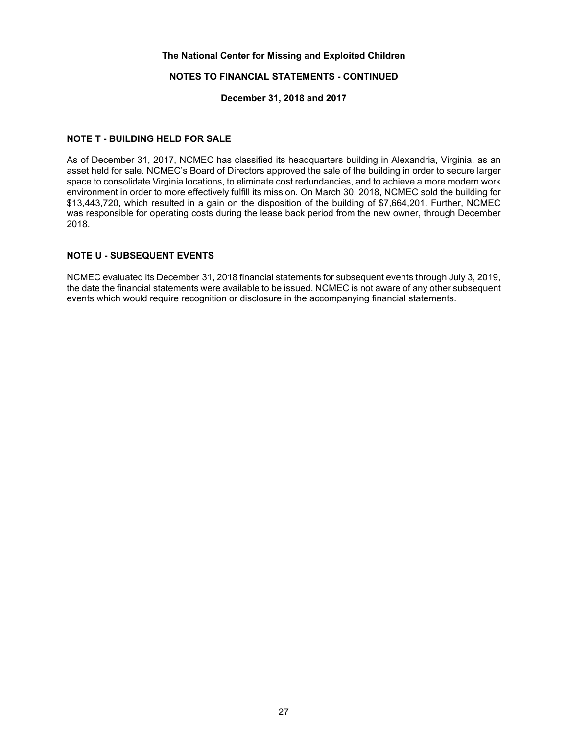The National Center for Missing and Exploited Children

NOTES TO FINANCIAL STATEMENTS - CONTINUED

December 31, 2018 and 2017

## NOTE T - BUILDING HELD FOR SALE

As of December 31, 2017, NCMEC has classified its headquarters building in Alexandria, Virginia, as an asset held for sale. NCMEC's Board of Directors approved the sale of the building in order to secure larger space to consolidate Virginia locations, to eliminate cost redundancies, and to achieve a more modern work environment in order to more effectively fulfill its mission. On March 30, 2018, NCMEC sold the building for $13,443,720, which resulted in a gain on the disposition of the building of $7,664,201. Further, NCMEC was responsible for operating costs during the lease back period from the new owner, through December 2018.

## NOTE U - SUBSEQUENT EVENTS

NCMEC evaluated its December 31, 2018 financial statements for subsequent events through July 3, 2019, the date the financial statements were available to be issued. NCMEC is not aware of any other subsequent events which would require recognition or disclosure in the accompanying financial statements.